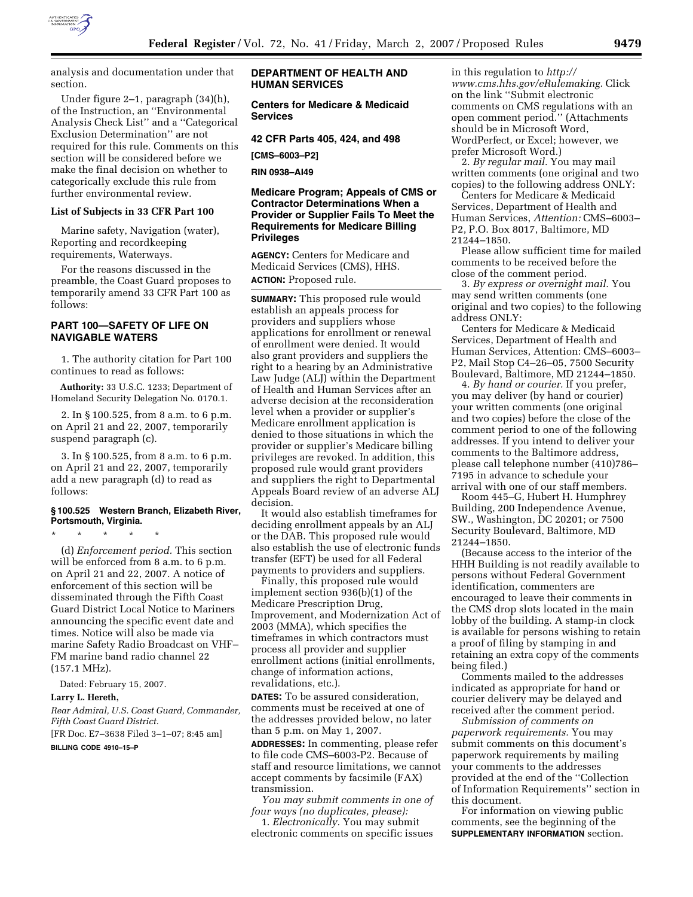analysis and documentation under that section.

Under figure 2–1, paragraph (34)(h), of the Instruction, an ''Environmental Analysis Check List'' and a ''Categorical Exclusion Determination'' are not required for this rule. Comments on this section will be considered before we make the final decision on whether to categorically exclude this rule from further environmental review.

### List of Subjects in 33 CFR Part 100

Marine safety, Navigation (water), Reporting and recordkeeping requirements, Waterways.

For the reasons discussed in the preamble, the Coast Guard proposes to temporarily amend 33 CFR Part 100 as follows:

## PART 100—SAFETY OF LIFE ON NAVIGABLE WATERS

1. The authority citation for Part 100 continues to read as follows:

**Authority:** 33 U.S.C. 1233; Department of Homeland Security Delegation No. 0170.1.

2. In § 100.525, from 8 a.m. to 6 p.m. on April 21 and 22, 2007, temporarily suspend paragraph (c).

3. In § 100.525, from 8 a.m. to 6 p.m. on April 21 and 22, 2007, temporarily add a new paragraph (d) to read as follows:

### § 100.525 Western Branch, Elizabeth River, Portsmouth, Virginia.

\* \* \* \* \*

(d) *Enforcement period.* This section will be enforced from 8 a.m. to 6 p.m. on April 21 and 22, 2007. A notice of enforcement of this section will be disseminated through the Fifth Coast Guard District Local Notice to Mariners announcing the specific event date and times. Notice will also be made via marine Safety Radio Broadcast on VHF–FM marine band radio channel 22 (157.1 MHz).

Dated: February 15, 2007.

**Larry L. Hereth,**

*Rear Admiral, U.S. Coast Guard, Commander, Fifth Coast Guard District.*

[FR Doc. E7–3638 Filed 3–1–07; 8:45 am]

**BILLING CODE 4910–15–P**

## DEPARTMENT OF HEALTH AND HUMAN SERVICES

## Centers for Medicare & Medicaid Services

## 42 CFR Parts 405, 424, and 498

**[CMS–6003–P2]**

**RIN 0938–AI49**

## Medicare Program; Appeals of CMS or Contractor Determinations When a Provider or Supplier Fails To Meet the Requirements for Medicare Billing Privileges

**AGENCY:** Centers for Medicare and Medicaid Services (CMS), HHS.

**ACTION:** Proposed rule.

**SUMMARY:** This proposed rule would establish an appeals process for providers and suppliers whose applications for enrollment or renewal of enrollment were denied. It would also grant providers and suppliers the right to a hearing by an Administrative Law Judge (ALJ) within the Department of Health and Human Services after an adverse decision at the reconsideration level when a provider or supplier's Medicare enrollment application is denied to those situations in which the provider or supplier's Medicare billing privileges are revoked. In addition, this proposed rule would grant providers and suppliers the right to Departmental Appeals Board review of an adverse ALJ decision.

It would also establish timeframes for deciding enrollment appeals by an ALJ or the DAB. This proposed rule would also establish the use of electronic funds transfer (EFT) be used for all Federal payments to providers and suppliers.

Finally, this proposed rule would implement section 936(b)(1) of the Medicare Prescription Drug, Improvement, and Modernization Act of 2003 (MMA), which specifies the timeframes in which contractors must process all provider and supplier enrollment actions (initial enrollments, change of information actions, revalidations, etc.).

**DATES:** To be assured consideration, comments must be received at one of the addresses provided below, no later than 5 p.m. on May 1, 2007.

**ADDRESSES:** In commenting, please refer to file code CMS–6003-P2. Because of staff and resource limitations, we cannot accept comments by facsimile (FAX) transmission.

*You may submit comments in one of four ways (no duplicates, please):*

1. *Electronically.* You may submit electronic comments on specific issues in this regulation to *http://www.cms.hhs.gov/eRulemaking.* Click on the link ''Submit electronic comments on CMS regulations with an open comment period.'' (Attachments should be in Microsoft Word, WordPerfect, or Excel; however, we prefer Microsoft Word.)

2. *By regular mail.* You may mail written comments (one original and two copies) to the following address ONLY:

Centers for Medicare & Medicaid Services, Department of Health and Human Services, *Attention:* CMS–6003–P2, P.O. Box 8017, Baltimore, MD 21244–1850.

Please allow sufficient time for mailed comments to be received before the close of the comment period.

3. *By express or overnight mail.* You may send written comments (one original and two copies) to the following address ONLY:

Centers for Medicare & Medicaid Services, Department of Health and Human Services, Attention: CMS–6003–P2, Mail Stop C4–26–05, 7500 Security Boulevard, Baltimore, MD 21244–1850.

4. *By hand or courier.* If you prefer, you may deliver (by hand or courier) your written comments (one original and two copies) before the close of the comment period to one of the following addresses. If you intend to deliver your comments to the Baltimore address, please call telephone number (410)786–7195 in advance to schedule your arrival with one of our staff members.

Room 445–G, Hubert H. Humphrey Building, 200 Independence Avenue, SW., Washington, DC 20201; or 7500 Security Boulevard, Baltimore, MD 21244–1850.

(Because access to the interior of the HHH Building is not readily available to persons without Federal Government identification, commenters are encouraged to leave their comments in the CMS drop slots located in the main lobby of the building. A stamp-in clock is available for persons wishing to retain a proof of filing by stamping in and retaining an extra copy of the comments being filed.)

Comments mailed to the addresses indicated as appropriate for hand or courier delivery may be delayed and received after the comment period.

*Submission of comments on paperwork requirements.* You may submit comments on this document's paperwork requirements by mailing your comments to the addresses provided at the end of the ''Collection of Information Requirements'' section in this document.

For information on viewing public comments, see the beginning of the **SUPPLEMENTARY INFORMATION** section.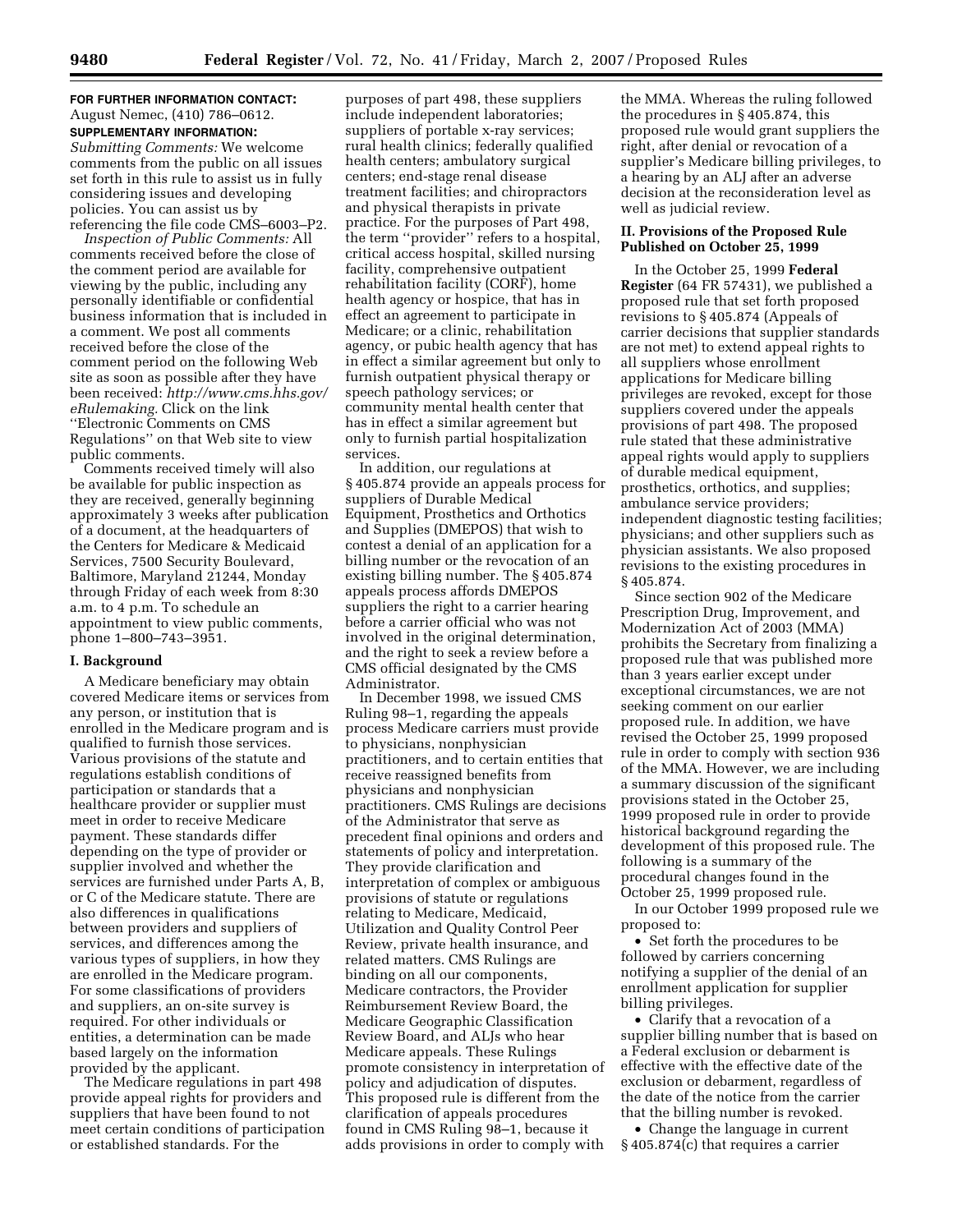**FOR FURTHER INFORMATION CONTACT:** August Nemec, (410) 786–0612.

**SUPPLEMENTARY INFORMATION:**

*Submitting Comments:* We welcome comments from the public on all issues set forth in this rule to assist us in fully considering issues and developing policies. You can assist us by referencing the file code CMS–6003–P2.

*Inspection of Public Comments:* All comments received before the close of the comment period are available for viewing by the public, including any personally identifiable or confidential business information that is included in a comment. We post all comments received before the close of the comment period on the following Web site as soon as possible after they have been received: *http://www.cms.hhs.gov/eRulemaking.* Click on the link "Electronic Comments on CMS Regulations" on that Web site to view public comments.

Comments received timely will also be available for public inspection as they are received, generally beginning approximately 3 weeks after publication of a document, at the headquarters of the Centers for Medicare & Medicaid Services, 7500 Security Boulevard, Baltimore, Maryland 21244, Monday through Friday of each week from 8:30 a.m. to 4 p.m. To schedule an appointment to view public comments, phone 1–800–743–3951.

## I. Background

A Medicare beneficiary may obtain covered Medicare items or services from any person, or institution that is enrolled in the Medicare program and is qualified to furnish those services. Various provisions of the statute and regulations establish conditions of participation or standards that a healthcare provider or supplier must meet in order to receive Medicare payment. These standards differ depending on the type of provider or supplier involved and whether the services are furnished under Parts A, B, or C of the Medicare statute. There are also differences in qualifications between providers and suppliers of services, and differences among the various types of suppliers, in how they are enrolled in the Medicare program. For some classifications of providers and suppliers, an on-site survey is required. For other individuals or entities, a determination can be made based largely on the information provided by the applicant.

The Medicare regulations in part 498 provide appeal rights for providers and suppliers that have been found to not meet certain conditions of participation or established standards. For the purposes of part 498, these suppliers include independent laboratories; suppliers of portable x-ray services; rural health clinics; federally qualified health centers; ambulatory surgical centers; end-stage renal disease treatment facilities; and chiropractors and physical therapists in private practice. For the purposes of Part 498, the term "provider" refers to a hospital, critical access hospital, skilled nursing facility, comprehensive outpatient rehabilitation facility (CORF), home health agency or hospice, that has in effect an agreement to participate in Medicare; or a clinic, rehabilitation agency, or pubic health agency that has in effect a similar agreement but only to furnish outpatient physical therapy or speech pathology services; or community mental health center that has in effect a similar agreement but only to furnish partial hospitalization services.

In addition, our regulations at § 405.874 provide an appeals process for suppliers of Durable Medical Equipment, Prosthetics and Orthotics and Supplies (DMEPOS) that wish to contest a denial of an application for a billing number or the revocation of an existing billing number. The § 405.874 appeals process affords DMEPOS suppliers the right to a carrier hearing before a carrier official who was not involved in the original determination, and the right to seek a review before a CMS official designated by the CMS Administrator.

In December 1998, we issued CMS Ruling 98–1, regarding the appeals process Medicare carriers must provide to physicians, nonphysician practitioners, and to certain entities that receive reassigned benefits from physicians and nonphysician practitioners. CMS Rulings are decisions of the Administrator that serve as precedent final opinions and orders and statements of policy and interpretation. They provide clarification and interpretation of complex or ambiguous provisions of statute or regulations relating to Medicare, Medicaid, Utilization and Quality Control Peer Review, private health insurance, and related matters. CMS Rulings are binding on all our components, Medicare contractors, the Provider Reimbursement Review Board, the Medicare Geographic Classification Review Board, and ALJs who hear Medicare appeals. These Rulings promote consistency in interpretation of policy and adjudication of disputes. This proposed rule is different from the clarification of appeals procedures found in CMS Ruling 98–1, because it adds provisions in order to comply with the MMA. Whereas the ruling followed the procedures in § 405.874, this proposed rule would grant suppliers the right, after denial or revocation of a supplier's Medicare billing privileges, to a hearing by an ALJ after an adverse decision at the reconsideration level as well as judicial review.

## II. Provisions of the Proposed Rule Published on October 25, 1999

In the October 25, 1999 **Federal Register** (64 FR 57431), we published a proposed rule that set forth proposed revisions to § 405.874 (Appeals of carrier decisions that supplier standards are not met) to extend appeal rights to all suppliers whose enrollment applications for Medicare billing privileges are revoked, except for those suppliers covered under the appeals provisions of part 498. The proposed rule stated that these administrative appeal rights would apply to suppliers of durable medical equipment, prosthetics, orthotics, and supplies; ambulance service providers; independent diagnostic testing facilities; physicians; and other suppliers such as physician assistants. We also proposed revisions to the existing procedures in § 405.874.

Since section 902 of the Medicare Prescription Drug, Improvement, and Modernization Act of 2003 (MMA) prohibits the Secretary from finalizing a proposed rule that was published more than 3 years earlier except under exceptional circumstances, we are not seeking comment on our earlier proposed rule. In addition, we have revised the October 25, 1999 proposed rule in order to comply with section 936 of the MMA. However, we are including a summary discussion of the significant provisions stated in the October 25, 1999 proposed rule in order to provide historical background regarding the development of this proposed rule. The following is a summary of the procedural changes found in the October 25, 1999 proposed rule.

In our October 1999 proposed rule we proposed to:

- Set forth the procedures to be followed by carriers concerning notifying a supplier of the denial of an enrollment application for supplier billing privileges.
- Clarify that a revocation of a supplier billing number that is based on a Federal exclusion or debarment is effective with the effective date of the exclusion or debarment, regardless of the date of the notice from the carrier that the billing number is revoked.
- Change the language in current § 405.874(c) that requires a carrier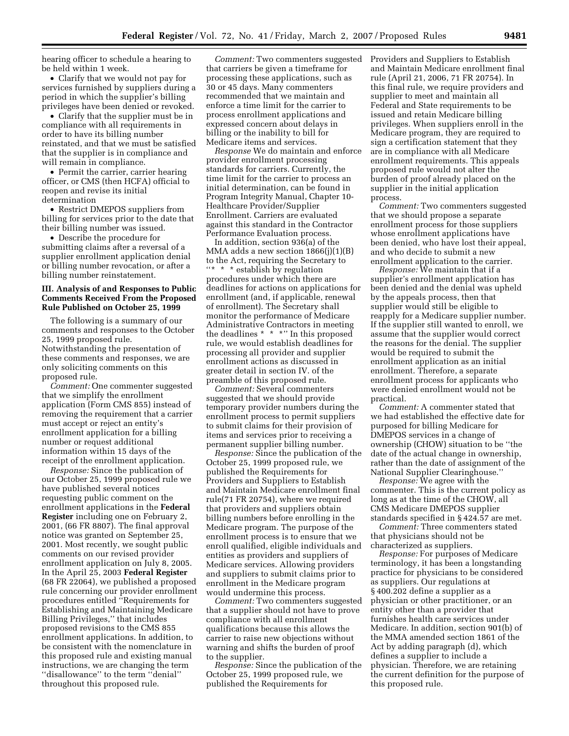hearing officer to schedule a hearing to be held within 1 week.

- Clarify that we would not pay for services furnished by suppliers during a period in which the supplier's billing privileges have been denied or revoked.
- Clarify that the supplier must be in compliance with all requirements in order to have its billing number reinstated, and that we must be satisfied that the supplier is in compliance and will remain in compliance.
- Permit the carrier, carrier hearing officer, or CMS (then HCFA) official to reopen and revise its initial determination
- Restrict DMEPOS suppliers from billing for services prior to the date that their billing number was issued.
- Describe the procedure for submitting claims after a reversal of a supplier enrollment application denial or billing number revocation, or after a billing number reinstatement.

### III. Analysis of and Responses to Public Comments Received From the Proposed Rule Published on October 25, 1999

The following is a summary of our comments and responses to the October 25, 1999 proposed rule. Notwithstanding the presentation of these comments and responses, we are only soliciting comments on this proposed rule.

*Comment:* One commenter suggested that we simplify the enrollment application (Form CMS 855) instead of removing the requirement that a carrier must accept or reject an entity's enrollment application for a billing number or request additional information within 15 days of the receipt of the enrollment application.

*Response:* Since the publication of our October 25, 1999 proposed rule we have published several notices requesting public comment on the enrollment applications in the **Federal Register** including one on February 2, 2001, (66 FR 8807). The final approval notice was granted on September 25, 2001. Most recently, we sought public comments on our revised provider enrollment application on July 8, 2005. In the April 25, 2003 **Federal Register** (68 FR 22064), we published a proposed rule concerning our provider enrollment procedures entitled ''Requirements for Establishing and Maintaining Medicare Billing Privileges,'' that includes proposed revisions to the CMS 855 enrollment applications. In addition, to be consistent with the nomenclature in this proposed rule and existing manual instructions, we are changing the term ''disallowance'' to the term ''denial'' throughout this proposed rule.

*Comment:* Two commenters suggested that carriers be given a timeframe for processing these applications, such as 30 or 45 days. Many commenters recommended that we maintain and enforce a time limit for the carrier to process enrollment applications and expressed concern about delays in billing or the inability to bill for Medicare items and services.

*Response* We do maintain and enforce provider enrollment processing standards for carriers. Currently, the time limit for the carrier to process an initial determination, can be found in Program Integrity Manual, Chapter 10-Healthcare Provider/Supplier Enrollment. Carriers are evaluated against this standard in the Contractor Performance Evaluation process.

In addition, section 936(a) of the MMA adds a new section 1866(j)(1)(B) to the Act, requiring the Secretary to ''* * * establish by regulation procedures under which there are deadlines for actions on applications for enrollment (and, if applicable, renewal of enrollment). The Secretary shall monitor the performance of Medicare Administrative Contractors in meeting the deadlines * * *'' In this proposed rule, we would establish deadlines for processing all provider and supplier enrollment actions as discussed in greater detail in section IV. of the preamble of this proposed rule.

*Comment:* Several commenters suggested that we should provide temporary provider numbers during the enrollment process to permit suppliers to submit claims for their provision of items and services prior to receiving a permanent supplier billing number.

*Response:* Since the publication of the October 25, 1999 proposed rule, we published the Requirements for Providers and Suppliers to Establish and Maintain Medicare enrollment final rule(71 FR 20754), where we required that providers and suppliers obtain billing numbers before enrolling in the Medicare program. The purpose of the enrollment process is to ensure that we enroll qualified, eligible individuals and entities as providers and suppliers of Medicare services. Allowing providers and suppliers to submit claims prior to enrollment in the Medicare program would undermine this process.

*Comment:* Two commenters suggested that a supplier should not have to prove compliance with all enrollment qualifications because this allows the carrier to raise new objections without warning and shifts the burden of proof to the supplier.

*Response:* Since the publication of the October 25, 1999 proposed rule, we published the Requirements for Providers and Suppliers to Establish and Maintain Medicare enrollment final rule (April 21, 2006, 71 FR 20754). In this final rule, we require providers and supplier to meet and maintain all Federal and State requirements to be issued and retain Medicare billing privileges. When suppliers enroll in the Medicare program, they are required to sign a certification statement that they are in compliance with all Medicare enrollment requirements. This appeals proposed rule would not alter the burden of proof already placed on the supplier in the initial application process.

*Comment:* Two commenters suggested that we should propose a separate enrollment process for those suppliers whose enrollment applications have been denied, who have lost their appeal, and who decide to submit a new enrollment application to the carrier.

*Response:* We maintain that if a supplier's enrollment application has been denied and the denial was upheld by the appeals process, then that supplier would still be eligible to reapply for a Medicare supplier number. If the supplier still wanted to enroll, we assume that the supplier would correct the reasons for the denial. The supplier would be required to submit the enrollment application as an initial enrollment. Therefore, a separate enrollment process for applicants who were denied enrollment would not be practical.

*Comment:* A commenter stated that we had established the effective date for purposed for billing Medicare for DMEPOS services in a change of ownership (CHOW) situation to be ''the date of the actual change in ownership, rather than the date of assignment of the National Supplier Clearinghouse.''

*Response:* We agree with the commenter. This is the current policy as long as at the time of the CHOW, all CMS Medicare DMEPOS supplier standards specified in § 424.57 are met.

*Comment:* Three commenters stated that physicians should not be characterized as suppliers.

*Response:* For purposes of Medicare terminology, it has been a longstanding practice for physicians to be considered as suppliers. Our regulations at § 400.202 define a supplier as a physician or other practitioner, or an entity other than a provider that furnishes health care services under Medicare. In addition, section 901(b) of the MMA amended section 1861 of the Act by adding paragraph (d), which defines a supplier to include a physician. Therefore, we are retaining the current definition for the purpose of this proposed rule.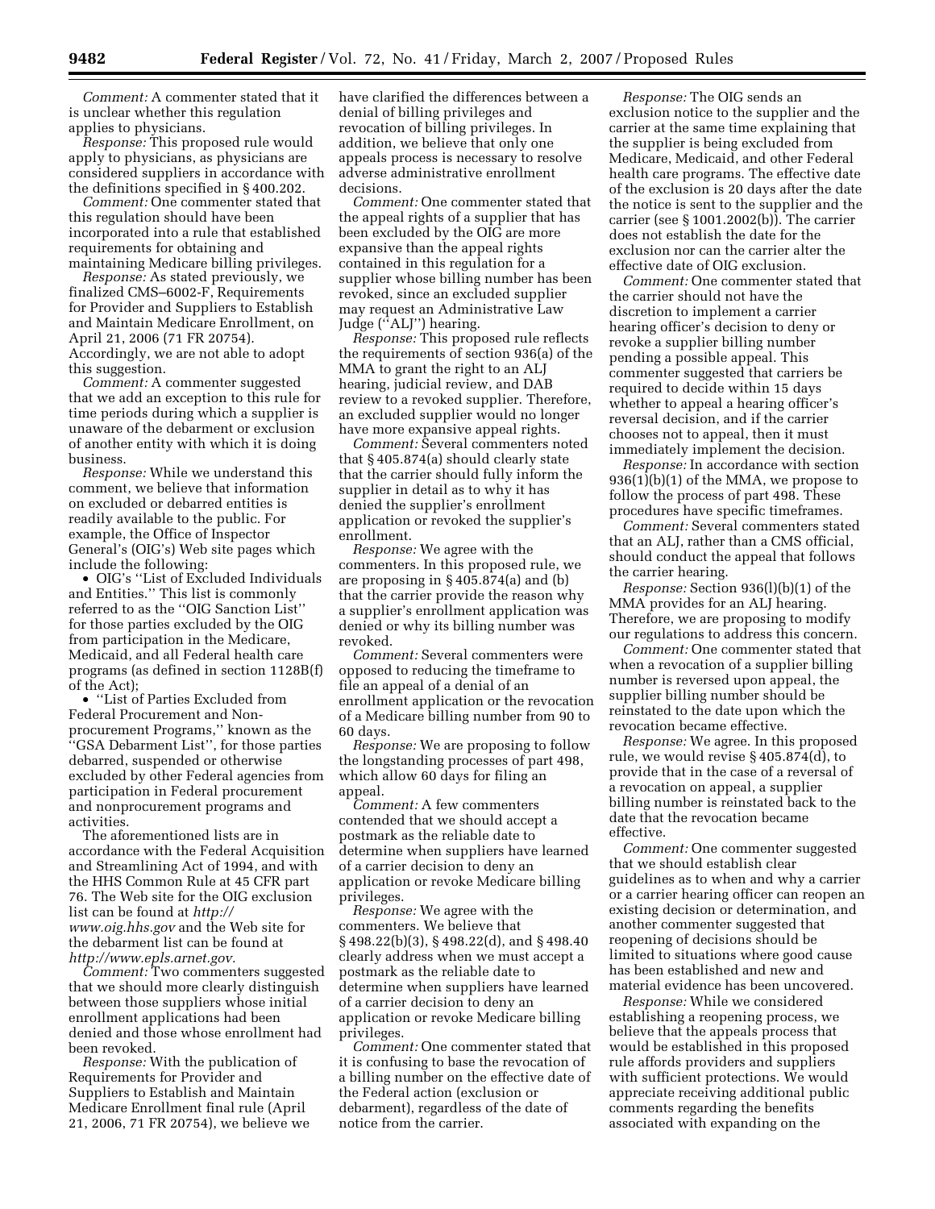*Comment:* A commenter stated that it is unclear whether this regulation applies to physicians.

*Response:* This proposed rule would apply to physicians, as physicians are considered suppliers in accordance with the definitions specified in § 400.202.

*Comment:* One commenter stated that this regulation should have been incorporated into a rule that established requirements for obtaining and maintaining Medicare billing privileges.

*Response:* As stated previously, we finalized CMS–6002-F, Requirements for Provider and Suppliers to Establish and Maintain Medicare Enrollment, on April 21, 2006 (71 FR 20754). Accordingly, we are not able to adopt this suggestion.

*Comment:* A commenter suggested that we add an exception to this rule for time periods during which a supplier is unaware of the debarment or exclusion of another entity with which it is doing business.

*Response:* While we understand this comment, we believe that information on excluded or debarred entities is readily available to the public. For example, the Office of Inspector General's (OIG's) Web site pages which include the following:

- OIG's "List of Excluded Individuals and Entities." This list is commonly referred to as the "OIG Sanction List" for those parties excluded by the OIG from participation in the Medicare, Medicaid, and all Federal health care programs (as defined in section 1128B(f) of the Act);
- "List of Parties Excluded from Federal Procurement and Non-procurement Programs," known as the "GSA Debarment List", for those parties debarred, suspended or otherwise excluded by other Federal agencies from participation in Federal procurement and nonprocurement programs and activities.

The aforementioned lists are in accordance with the Federal Acquisition and Streamlining Act of 1994, and with the HHS Common Rule at 45 CFR part 76. The Web site for the OIG exclusion list can be found at *http://www.oig.hhs.gov* and the Web site for the debarment list can be found at *http://www.epls.arnet.gov.*

*Comment:* Two commenters suggested that we should more clearly distinguish between those suppliers whose initial enrollment applications had been denied and those whose enrollment had been revoked.

*Response:* With the publication of Requirements for Provider and Suppliers to Establish and Maintain Medicare Enrollment final rule (April 21, 2006, 71 FR 20754), we believe we have clarified the differences between a denial of billing privileges and revocation of billing privileges. In addition, we believe that only one appeals process is necessary to resolve adverse administrative enrollment decisions.

*Comment:* One commenter stated that the appeal rights of a supplier that has been excluded by the OIG are more expansive than the appeal rights contained in this regulation for a supplier whose billing number has been revoked, since an excluded supplier may request an Administrative Law Judge ("ALJ") hearing.

*Response:* This proposed rule reflects the requirements of section 936(a) of the MMA to grant the right to an ALJ hearing, judicial review, and DAB review to a revoked supplier. Therefore, an excluded supplier would no longer have more expansive appeal rights.

*Comment:* Several commenters noted that § 405.874(a) should clearly state that the carrier should fully inform the supplier in detail as to why it has denied the supplier's enrollment application or revoked the supplier's enrollment.

*Response:* We agree with the commenters. In this proposed rule, we are proposing in § 405.874(a) and (b) that the carrier provide the reason why a supplier's enrollment application was denied or why its billing number was revoked.

*Comment:* Several commenters were opposed to reducing the timeframe to file an appeal of a denial of an enrollment application or the revocation of a Medicare billing number from 90 to 60 days.

*Response:* We are proposing to follow the longstanding processes of part 498, which allow 60 days for filing an appeal.

*Comment:* A few commenters contended that we should accept a postmark as the reliable date to determine when suppliers have learned of a carrier decision to deny an application or revoke Medicare billing privileges.

*Response:* We agree with the commenters. We believe that § 498.22(b)(3), § 498.22(d), and § 498.40 clearly address when we must accept a postmark as the reliable date to determine when suppliers have learned of a carrier decision to deny an application or revoke Medicare billing privileges.

*Comment:* One commenter stated that it is confusing to base the revocation of a billing number on the effective date of the Federal action (exclusion or debarment), regardless of the date of notice from the carrier.

*Response:* The OIG sends an exclusion notice to the supplier and the carrier at the same time explaining that the supplier is being excluded from Medicare, Medicaid, and other Federal health care programs. The effective date of the exclusion is 20 days after the date the notice is sent to the supplier and the carrier (see § 1001.2002(b)). The carrier does not establish the date for the exclusion nor can the carrier alter the effective date of OIG exclusion.

*Comment:* One commenter stated that the carrier should not have the discretion to implement a carrier hearing officer's decision to deny or revoke a supplier billing number pending a possible appeal. This commenter suggested that carriers be required to decide within 15 days whether to appeal a hearing officer's reversal decision, and if the carrier chooses not to appeal, then it must immediately implement the decision.

*Response:* In accordance with section 936(1)(b)(1) of the MMA, we propose to follow the process of part 498. These procedures have specific timeframes.

*Comment:* Several commenters stated that an ALJ, rather than a CMS official, should conduct the appeal that follows the carrier hearing.

*Response:* Section 936(l)(b)(1) of the MMA provides for an ALJ hearing. Therefore, we are proposing to modify our regulations to address this concern.

*Comment:* One commenter stated that when a revocation of a supplier billing number is reversed upon appeal, the supplier billing number should be reinstated to the date upon which the revocation became effective.

*Response:* We agree. In this proposed rule, we would revise § 405.874(d), to provide that in the case of a reversal of a revocation on appeal, a supplier billing number is reinstated back to the date that the revocation became effective.

*Comment:* One commenter suggested that we should establish clear guidelines as to when and why a carrier or a carrier hearing officer can reopen an existing decision or determination, and another commenter suggested that reopening of decisions should be limited to situations where good cause has been established and new and material evidence has been uncovered.

*Response:* While we considered establishing a reopening process, we believe that the appeals process that would be established in this proposed rule affords providers and suppliers with sufficient protections. We would appreciate receiving additional public comments regarding the benefits associated with expanding on the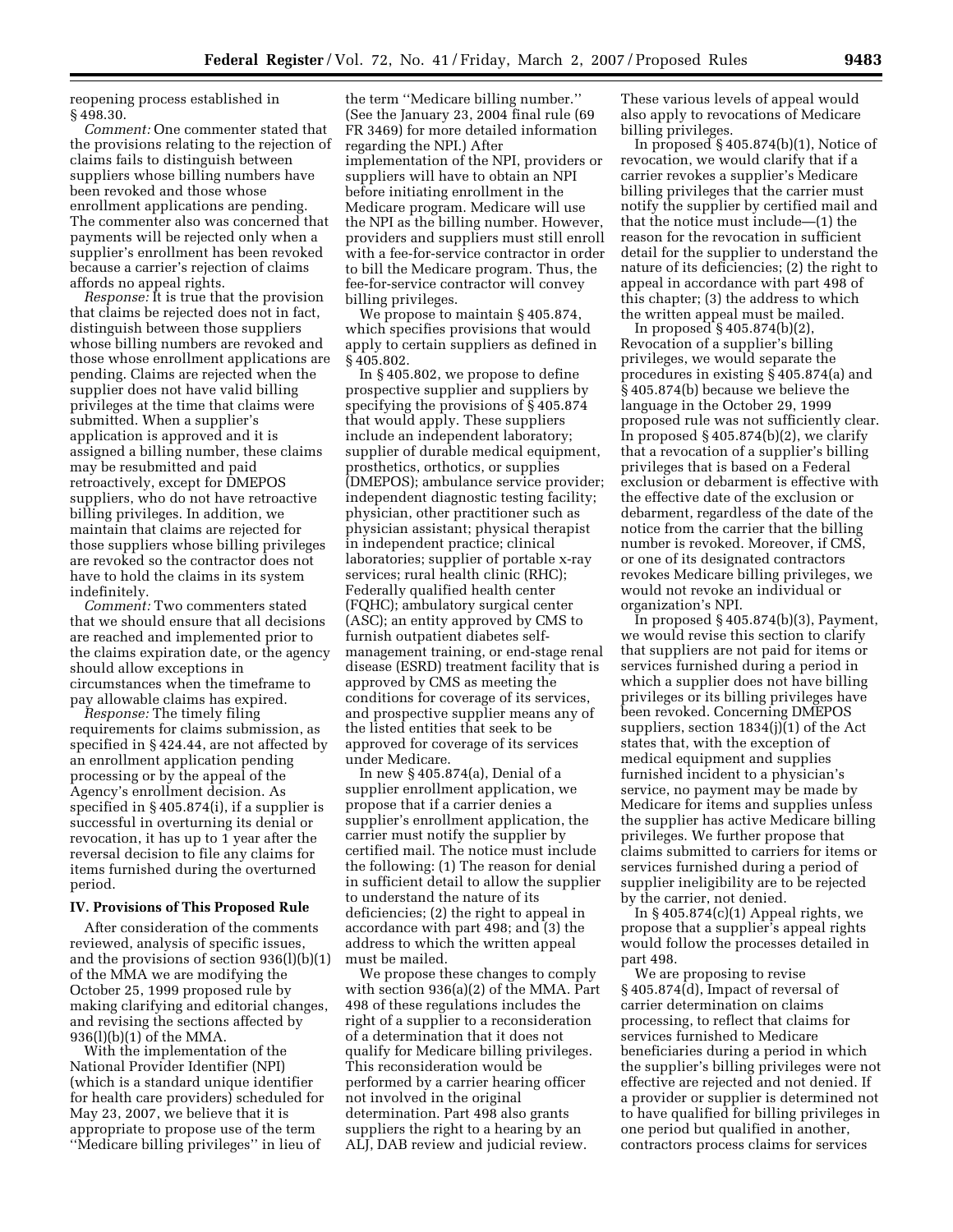reopening process established in § 498.30.

*Comment:* One commenter stated that the provisions relating to the rejection of claims fails to distinguish between suppliers whose billing numbers have been revoked and those whose enrollment applications are pending. The commenter also was concerned that payments will be rejected only when a supplier's enrollment has been revoked because a carrier's rejection of claims affords no appeal rights.

*Response:* It is true that the provision that claims be rejected does not in fact, distinguish between those suppliers whose billing numbers are revoked and those whose enrollment applications are pending. Claims are rejected when the supplier does not have valid billing privileges at the time that claims were submitted. When a supplier's application is approved and it is assigned a billing number, these claims may be resubmitted and paid retroactively, except for DMEPOS suppliers, who do not have retroactive billing privileges. In addition, we maintain that claims are rejected for those suppliers whose billing privileges are revoked so the contractor does not have to hold the claims in its system indefinitely.

*Comment:* Two commenters stated that we should ensure that all decisions are reached and implemented prior to the claims expiration date, or the agency should allow exceptions in circumstances when the timeframe to pay allowable claims has expired.

*Response:* The timely filing requirements for claims submission, as specified in § 424.44, are not affected by an enrollment application pending processing or by the appeal of the Agency's enrollment decision. As specified in § 405.874(i), if a supplier is successful in overturning its denial or revocation, it has up to 1 year after the reversal decision to file any claims for items furnished during the overturned period.

## IV. Provisions of This Proposed Rule

After consideration of the comments reviewed, analysis of specific issues, and the provisions of section 936(l)(b)(1) of the MMA we are modifying the October 25, 1999 proposed rule by making clarifying and editorial changes, and revising the sections affected by 936(l)(b)(1) of the MMA.

With the implementation of the National Provider Identifier (NPI) (which is a standard unique identifier for health care providers) scheduled for May 23, 2007, we believe that it is appropriate to propose use of the term ''Medicare billing privileges'' in lieu of the term ''Medicare billing number.'' (See the January 23, 2004 final rule (69 FR 3469) for more detailed information regarding the NPI.) After implementation of the NPI, providers or suppliers will have to obtain an NPI before initiating enrollment in the Medicare program. Medicare will use the NPI as the billing number. However, providers and suppliers must still enroll with a fee-for-service contractor in order to bill the Medicare program. Thus, the fee-for-service contractor will convey billing privileges.

We propose to maintain § 405.874, which specifies provisions that would apply to certain suppliers as defined in § 405.802.

In § 405.802, we propose to define prospective supplier and suppliers by specifying the provisions of § 405.874 that would apply. These suppliers include an independent laboratory; supplier of durable medical equipment, prosthetics, orthotics, or supplies (DMEPOS); ambulance service provider; independent diagnostic testing facility; physician, other practitioner such as physician assistant; physical therapist in independent practice; clinical laboratories; supplier of portable x-ray services; rural health clinic (RHC); Federally qualified health center (FQHC); ambulatory surgical center (ASC); an entity approved by CMS to furnish outpatient diabetes self-management training, or end-stage renal disease (ESRD) treatment facility that is approved by CMS as meeting the conditions for coverage of its services, and prospective supplier means any of the listed entities that seek to be approved for coverage of its services under Medicare.

In new § 405.874(a), Denial of a supplier enrollment application, we propose that if a carrier denies a supplier's enrollment application, the carrier must notify the supplier by certified mail. The notice must include the following: (1) The reason for denial in sufficient detail to allow the supplier to understand the nature of its deficiencies; (2) the right to appeal in accordance with part 498; and (3) the address to which the written appeal must be mailed.

We propose these changes to comply with section 936(a)(2) of the MMA. Part 498 of these regulations includes the right of a supplier to a reconsideration of a determination that it does not qualify for Medicare billing privileges. This reconsideration would be performed by a carrier hearing officer not involved in the original determination. Part 498 also grants suppliers the right to a hearing by an ALJ, DAB review and judicial review. These various levels of appeal would also apply to revocations of Medicare billing privileges.

In proposed § 405.874(b)(1), Notice of revocation, we would clarify that if a carrier revokes a supplier's Medicare billing privileges that the carrier must notify the supplier by certified mail and that the notice must include—(1) the reason for the revocation in sufficient detail for the supplier to understand the nature of its deficiencies; (2) the right to appeal in accordance with part 498 of this chapter; (3) the address to which the written appeal must be mailed.

In proposed § 405.874(b)(2), Revocation of a supplier's billing privileges, we would separate the procedures in existing § 405.874(a) and § 405.874(b) because we believe the language in the October 29, 1999 proposed rule was not sufficiently clear. In proposed § 405.874(b)(2), we clarify that a revocation of a supplier's billing privileges that is based on a Federal exclusion or debarment is effective with the effective date of the exclusion or debarment, regardless of the date of the notice from the carrier that the billing number is revoked. Moreover, if CMS, or one of its designated contractors revokes Medicare billing privileges, we would not revoke an individual or organization's NPI.

In proposed § 405.874(b)(3), Payment, we would revise this section to clarify that suppliers are not paid for items or services furnished during a period in which a supplier does not have billing privileges or its billing privileges have been revoked. Concerning DMEPOS suppliers, section 1834(j)(1) of the Act states that, with the exception of medical equipment and supplies furnished incident to a physician's service, no payment may be made by Medicare for items and supplies unless the supplier has active Medicare billing privileges. We further propose that claims submitted to carriers for items or services furnished during a period of supplier ineligibility are to be rejected by the carrier, not denied.

In § 405.874(c)(1) Appeal rights, we propose that a supplier's appeal rights would follow the processes detailed in part 498.

We are proposing to revise § 405.874(d), Impact of reversal of carrier determination on claims processing, to reflect that claims for services furnished to Medicare beneficiaries during a period in which the supplier's billing privileges were not effective are rejected and not denied. If a provider or supplier is determined not to have qualified for billing privileges in one period but qualified in another, contractors process claims for services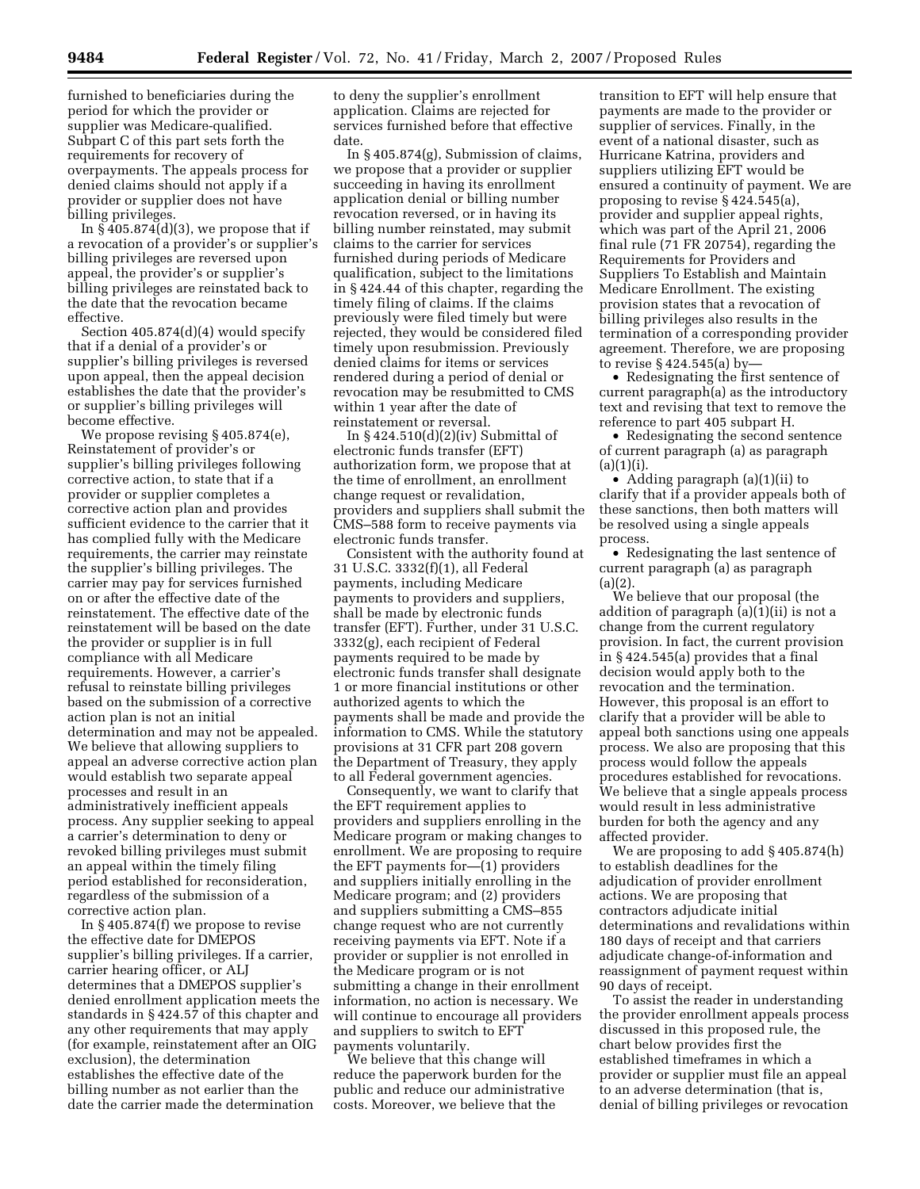furnished to beneficiaries during the period for which the provider or supplier was Medicare-qualified. Subpart C of this part sets forth the requirements for recovery of overpayments. The appeals process for denied claims should not apply if a provider or supplier does not have billing privileges.

In § 405.874(d)(3), we propose that if a revocation of a provider's or supplier's billing privileges are reversed upon appeal, the provider's or supplier's billing privileges are reinstated back to the date that the revocation became effective.

Section 405.874(d)(4) would specify that if a denial of a provider's or supplier's billing privileges is reversed upon appeal, then the appeal decision establishes the date that the provider's or supplier's billing privileges will become effective.

We propose revising § 405.874(e), Reinstatement of provider's or supplier's billing privileges following corrective action, to state that if a provider or supplier completes a corrective action plan and provides sufficient evidence to the carrier that it has complied fully with the Medicare requirements, the carrier may reinstate the supplier's billing privileges. The carrier may pay for services furnished on or after the effective date of the reinstatement. The effective date of the reinstatement will be based on the date the provider or supplier is in full compliance with all Medicare requirements. However, a carrier's refusal to reinstate billing privileges based on the submission of a corrective action plan is not an initial determination and may not be appealed. We believe that allowing suppliers to appeal an adverse corrective action plan would establish two separate appeal processes and result in an administratively inefficient appeals process. Any supplier seeking to appeal a carrier's determination to deny or revoked billing privileges must submit an appeal within the timely filing period established for reconsideration, regardless of the submission of a corrective action plan.

In § 405.874(f) we propose to revise the effective date for DMEPOS supplier's billing privileges. If a carrier, carrier hearing officer, or ALJ determines that a DMEPOS supplier's denied enrollment application meets the standards in § 424.57 of this chapter and any other requirements that may apply (for example, reinstatement after an OIG exclusion), the determination establishes the effective date of the billing number as not earlier than the date the carrier made the determination to deny the supplier's enrollment application. Claims are rejected for services furnished before that effective date.

In § 405.874(g), Submission of claims, we propose that a provider or supplier succeeding in having its enrollment application denial or billing number revocation reversed, or in having its billing number reinstated, may submit claims to the carrier for services furnished during periods of Medicare qualification, subject to the limitations in § 424.44 of this chapter, regarding the timely filing of claims. If the claims previously were filed timely but were rejected, they would be considered filed timely upon resubmission. Previously denied claims for items or services rendered during a period of denial or revocation may be resubmitted to CMS within 1 year after the date of reinstatement or reversal.

In § 424.510(d)(2)(iv) Submittal of electronic funds transfer (EFT) authorization form, we propose that at the time of enrollment, an enrollment change request or revalidation, providers and suppliers shall submit the CMS–588 form to receive payments via electronic funds transfer.

Consistent with the authority found at 31 U.S.C. 3332(f)(1), all Federal payments, including Medicare payments to providers and suppliers, shall be made by electronic funds transfer (EFT). Further, under 31 U.S.C. 3332(g), each recipient of Federal payments required to be made by electronic funds transfer shall designate 1 or more financial institutions or other authorized agents to which the payments shall be made and provide the information to CMS. While the statutory provisions at 31 CFR part 208 govern the Department of Treasury, they apply to all Federal government agencies.

Consequently, we want to clarify that the EFT requirement applies to providers and suppliers enrolling in the Medicare program or making changes to enrollment. We are proposing to require the EFT payments for—(1) providers and suppliers initially enrolling in the Medicare program; and (2) providers and suppliers submitting a CMS–855 change request who are not currently receiving payments via EFT. Note if a provider or supplier is not enrolled in the Medicare program or is not submitting a change in their enrollment information, no action is necessary. We will continue to encourage all providers and suppliers to switch to EFT payments voluntarily.

We believe that this change will reduce the paperwork burden for the public and reduce our administrative costs. Moreover, we believe that the transition to EFT will help ensure that payments are made to the provider or supplier of services. Finally, in the event of a national disaster, such as Hurricane Katrina, providers and suppliers utilizing EFT would be ensured a continuity of payment. We are proposing to revise § 424.545(a), provider and supplier appeal rights, which was part of the April 21, 2006 final rule (71 FR 20754), regarding the Requirements for Providers and Suppliers To Establish and Maintain Medicare Enrollment. The existing provision states that a revocation of billing privileges also results in the termination of a corresponding provider agreement. Therefore, we are proposing to revise § 424.545(a) by—

- Redesignating the first sentence of current paragraph(a) as the introductory text and revising that text to remove the reference to part 405 subpart H.
- Redesignating the second sentence of current paragraph (a) as paragraph (a)(1)(i).
- Adding paragraph (a)(1)(ii) to clarify that if a provider appeals both of these sanctions, then both matters will be resolved using a single appeals process.
- Redesignating the last sentence of current paragraph (a) as paragraph (a)(2).

We believe that our proposal (the addition of paragraph (a)(1)(ii) is not a change from the current regulatory provision. In fact, the current provision in § 424.545(a) provides that a final decision would apply both to the revocation and the termination. However, this proposal is an effort to clarify that a provider will be able to appeal both sanctions using one appeals process. We also are proposing that this process would follow the appeals procedures established for revocations. We believe that a single appeals process would result in less administrative burden for both the agency and any affected provider.

We are proposing to add § 405.874(h) to establish deadlines for the adjudication of provider enrollment actions. We are proposing that contractors adjudicate initial determinations and revalidations within 180 days of receipt and that carriers adjudicate change-of-information and reassignment of payment request within 90 days of receipt.

To assist the reader in understanding the provider enrollment appeals process discussed in this proposed rule, the chart below provides first the established timeframes in which a provider or supplier must file an appeal to an adverse determination (that is, denial of billing privileges or revocation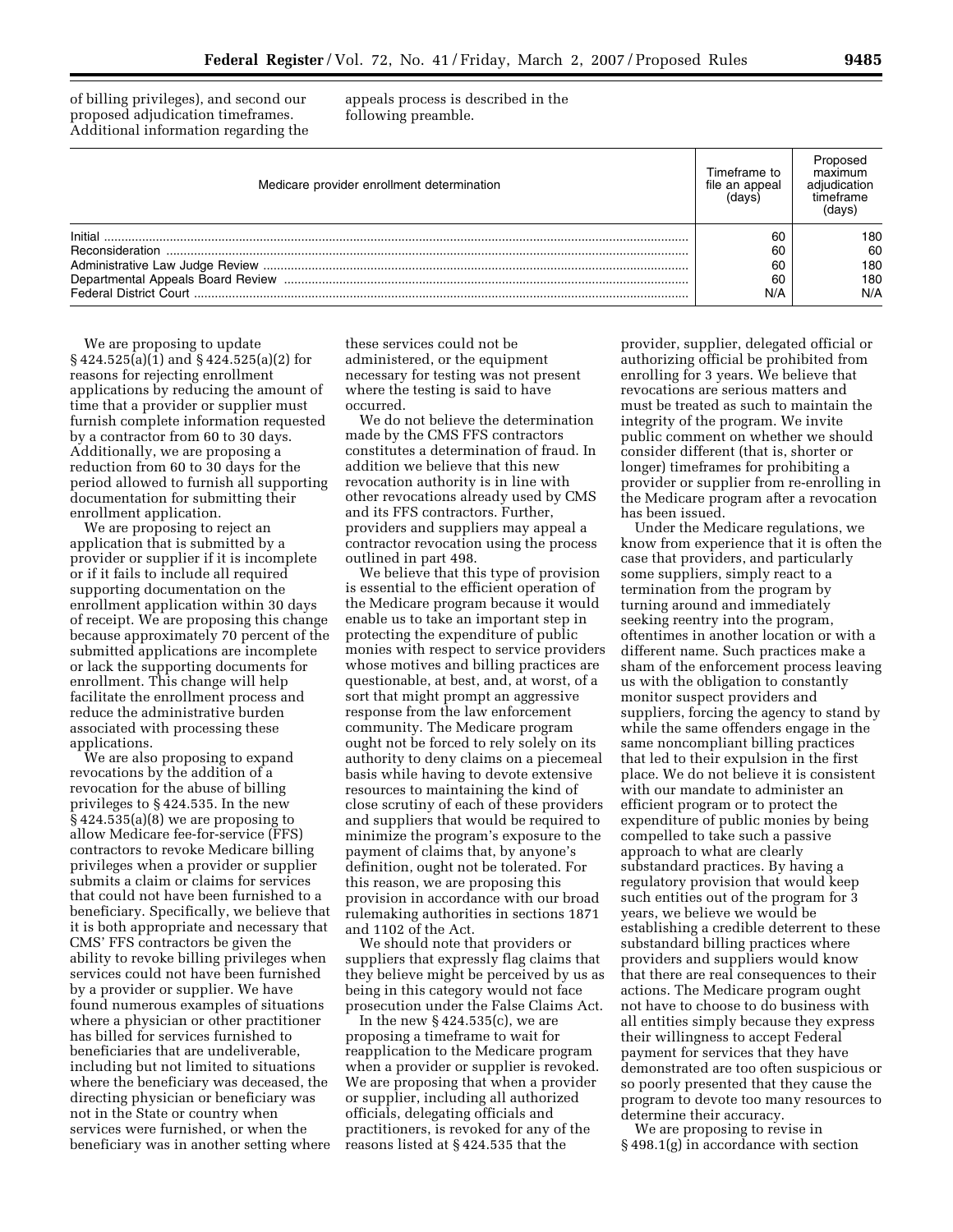of billing privileges), and second our proposed adjudication timeframes. Additional information regarding the appeals process is described in the following preamble.

| Medicare provider enrollment determination | Timeframe to file an appeal (days) | Proposed maximum adjudication timeframe (days) |
|---|---|---|
| Initial | 60 | 180 |
| Reconsideration | 60 | 60 |
| Administrative Law Judge Review | 60 | 180 |
| Departmental Appeals Board Review | 60 | 180 |
| Federal District Court | N/A | N/A |

We are proposing to update § 424.525(a)(1) and § 424.525(a)(2) for reasons for rejecting enrollment applications by reducing the amount of time that a provider or supplier must furnish complete information requested by a contractor from 60 to 30 days. Additionally, we are proposing a reduction from 60 to 30 days for the period allowed to furnish all supporting documentation for submitting their enrollment application.

We are proposing to reject an application that is submitted by a provider or supplier if it is incomplete or if it fails to include all required supporting documentation on the enrollment application within 30 days of receipt. We are proposing this change because approximately 70 percent of the submitted applications are incomplete or lack the supporting documents for enrollment. This change will help facilitate the enrollment process and reduce the administrative burden associated with processing these applications.

We are also proposing to expand revocations by the addition of a revocation for the abuse of billing privileges to § 424.535. In the new § 424.535(a)(8) we are proposing to allow Medicare fee-for-service (FFS) contractors to revoke Medicare billing privileges when a provider or supplier submits a claim or claims for services that could not have been furnished to a beneficiary. Specifically, we believe that it is both appropriate and necessary that CMS' FFS contractors be given the ability to revoke billing privileges when services could not have been furnished by a provider or supplier. We have found numerous examples of situations where a physician or other practitioner has billed for services furnished to beneficiaries that are undeliverable, including but not limited to situations where the beneficiary was deceased, the directing physician or beneficiary was not in the State or country when services were furnished, or when the beneficiary was in another setting where these services could not be administered, or the equipment necessary for testing was not present where the testing is said to have occurred.

We do not believe the determination made by the CMS FFS contractors constitutes a determination of fraud. In addition we believe that this new revocation authority is in line with other revocations already used by CMS and its FFS contractors. Further, providers and suppliers may appeal a contractor revocation using the process outlined in part 498.

We believe that this type of provision is essential to the efficient operation of the Medicare program because it would enable us to take an important step in protecting the expenditure of public monies with respect to service providers whose motives and billing practices are questionable, at best, and, at worst, of a sort that might prompt an aggressive response from the law enforcement community. The Medicare program ought not be forced to rely solely on its authority to deny claims on a piecemeal basis while having to devote extensive resources to maintaining the kind of close scrutiny of each of these providers and suppliers that would be required to minimize the program's exposure to the payment of claims that, by anyone's definition, ought not be tolerated. For this reason, we are proposing this provision in accordance with our broad rulemaking authorities in sections 1871 and 1102 of the Act.

We should note that providers or suppliers that expressly flag claims that they believe might be perceived by us as being in this category would not face prosecution under the False Claims Act.

In the new § 424.535(c), we are proposing a timeframe to wait for reapplication to the Medicare program when a provider or supplier is revoked. We are proposing that when a provider or supplier, including all authorized officials, delegating officials and practitioners, is revoked for any of the reasons listed at § 424.535 that the provider, supplier, delegated official or authorizing official be prohibited from enrolling for 3 years. We believe that revocations are serious matters and must be treated as such to maintain the integrity of the program. We invite public comment on whether we should consider different (that is, shorter or longer) timeframes for prohibiting a provider or supplier from re-enrolling in the Medicare program after a revocation has been issued.

Under the Medicare regulations, we know from experience that it is often the case that providers, and particularly some suppliers, simply react to a termination from the program by turning around and immediately seeking reentry into the program, oftentimes in another location or with a different name. Such practices make a sham of the enforcement process leaving us with the obligation to constantly monitor suspect providers and suppliers, forcing the agency to stand by while the same offenders engage in the same noncompliant billing practices that led to their expulsion in the first place. We do not believe it is consistent with our mandate to administer an efficient program or to protect the expenditure of public monies by being compelled to take such a passive approach to what are clearly substandard practices. By having a regulatory provision that would keep such entities out of the program for 3 years, we believe we would be establishing a credible deterrent to these substandard billing practices where providers and suppliers would know that there are real consequences to their actions. The Medicare program ought not have to choose to do business with all entities simply because they express their willingness to accept Federal payment for services that they have demonstrated are too often suspicious or so poorly presented that they cause the program to devote too many resources to determine their accuracy.

We are proposing to revise in § 498.1(g) in accordance with section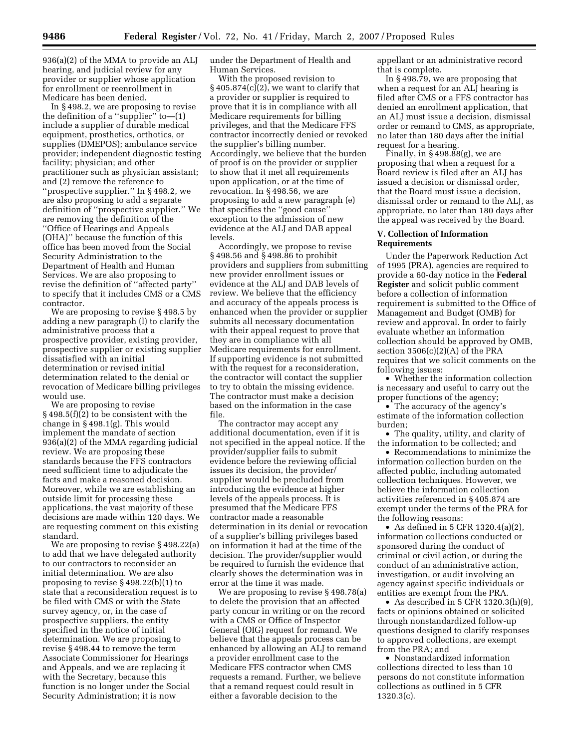936(a)(2) of the MMA to provide an ALJ hearing, and judicial review for any provider or supplier whose application for enrollment or reenrollment in Medicare has been denied.

In § 498.2, we are proposing to revise the definition of a ''supplier'' to—(1) include a supplier of durable medical equipment, prosthetics, orthotics, or supplies (DMEPOS); ambulance service provider; independent diagnostic testing facility; physician; and other practitioner such as physician assistant; and (2) remove the reference to ''prospective supplier.'' In § 498.2, we are also proposing to add a separate definition of ''prospective supplier.'' We are removing the definition of the ''Office of Hearings and Appeals (OHA)'' because the function of this office has been moved from the Social Security Administration to the Department of Health and Human Services. We are also proposing to revise the definition of ''affected party'' to specify that it includes CMS or a CMS contractor.

We are proposing to revise § 498.5 by adding a new paragraph (l) to clarify the administrative process that a prospective provider, existing provider, prospective supplier or existing supplier dissatisfied with an initial determination or revised initial determination related to the denial or revocation of Medicare billing privileges would use.

We are proposing to revise § 498.5(f)(2) to be consistent with the change in § 498.1(g). This would implement the mandate of section 936(a)(2) of the MMA regarding judicial review. We are proposing these standards because the FFS contractors need sufficient time to adjudicate the facts and make a reasoned decision. Moreover, while we are establishing an outside limit for processing these applications, the vast majority of these decisions are made within 120 days. We are requesting comment on this existing standard.

We are proposing to revise § 498.22(a) to add that we have delegated authority to our contractors to reconsider an initial determination. We are also proposing to revise § 498.22(b)(1) to state that a reconsideration request is to be filed with CMS or with the State survey agency, or, in the case of prospective suppliers, the entity specified in the notice of initial determination. We are proposing to revise § 498.44 to remove the term Associate Commissioner for Hearings and Appeals, and we are replacing it with the Secretary, because this function is no longer under the Social Security Administration; it is now under the Department of Health and Human Services.

With the proposed revision to § 405.874(c)(2), we want to clarify that a provider or supplier is required to prove that it is in compliance with all Medicare requirements for billing privileges, and that the Medicare FFS contractor incorrectly denied or revoked the supplier's billing number. Accordingly, we believe that the burden of proof is on the provider or supplier to show that it met all requirements upon application, or at the time of revocation. In § 498.56, we are proposing to add a new paragraph (e) that specifies the ''good cause'' exception to the admission of new evidence at the ALJ and DAB appeal levels.

Accordingly, we propose to revise § 498.56 and § 498.86 to prohibit providers and suppliers from submitting new provider enrollment issues or evidence at the ALJ and DAB levels of review. We believe that the efficiency and accuracy of the appeals process is enhanced when the provider or supplier submits all necessary documentation with their appeal request to prove that they are in compliance with all Medicare requirements for enrollment. If supporting evidence is not submitted with the request for a reconsideration, the contractor will contact the supplier to try to obtain the missing evidence. The contractor must make a decision based on the information in the case file.

The contractor may accept any additional documentation, even if it is not specified in the appeal notice. If the provider/supplier fails to submit evidence before the reviewing official issues its decision, the provider/supplier would be precluded from introducing the evidence at higher levels of the appeals process. It is presumed that the Medicare FFS contractor made a reasonable determination in its denial or revocation of a supplier's billing privileges based on information it had at the time of the decision. The provider/supplier would be required to furnish the evidence that clearly shows the determination was in error at the time it was made.

We are proposing to revise § 498.78(a) to delete the provision that an affected party concur in writing or on the record with a CMS or Office of Inspector General (OIG) request for remand. We believe that the appeals process can be enhanced by allowing an ALJ to remand a provider enrollment case to the Medicare FFS contractor when CMS requests a remand. Further, we believe that a remand request could result in either a favorable decision to the appellant or an administrative record that is complete.

In § 498.79, we are proposing that when a request for an ALJ hearing is filed after CMS or a FFS contractor has denied an enrollment application, that an ALJ must issue a decision, dismissal order or remand to CMS, as appropriate, no later than 180 days after the initial request for a hearing.

Finally, in § 498.88(g), we are proposing that when a request for a Board review is filed after an ALJ has issued a decision or dismissal order, that the Board must issue a decision, dismissal order or remand to the ALJ, as appropriate, no later than 180 days after the appeal was received by the Board.

## V. Collection of Information Requirements

Under the Paperwork Reduction Act of 1995 (PRA), agencies are required to provide a 60-day notice in the **Federal Register** and solicit public comment before a collection of information requirement is submitted to the Office of Management and Budget (OMB) for review and approval. In order to fairly evaluate whether an information collection should be approved by OMB, section 3506(c)(2)(A) of the PRA requires that we solicit comments on the following issues:

- Whether the information collection is necessary and useful to carry out the proper functions of the agency;
- The accuracy of the agency's estimate of the information collection burden;
- The quality, utility, and clarity of the information to be collected; and
- Recommendations to minimize the information collection burden on the affected public, including automated collection techniques. However, we believe the information collection activities referenced in § 405.874 are exempt under the terms of the PRA for the following reasons:
- As defined in 5 CFR 1320.4(a)(2), information collections conducted or sponsored during the conduct of criminal or civil action, or during the conduct of an administrative action, investigation, or audit involving an agency against specific individuals or entities are exempt from the PRA.
- As described in 5 CFR 1320.3(h)(9), facts or opinions obtained or solicited through nonstandardized follow-up questions designed to clarify responses to approved collections, are exempt from the PRA; and
- Nonstandardized information collections directed to less than 10 persons do not constitute information collections as outlined in 5 CFR 1320.3(c).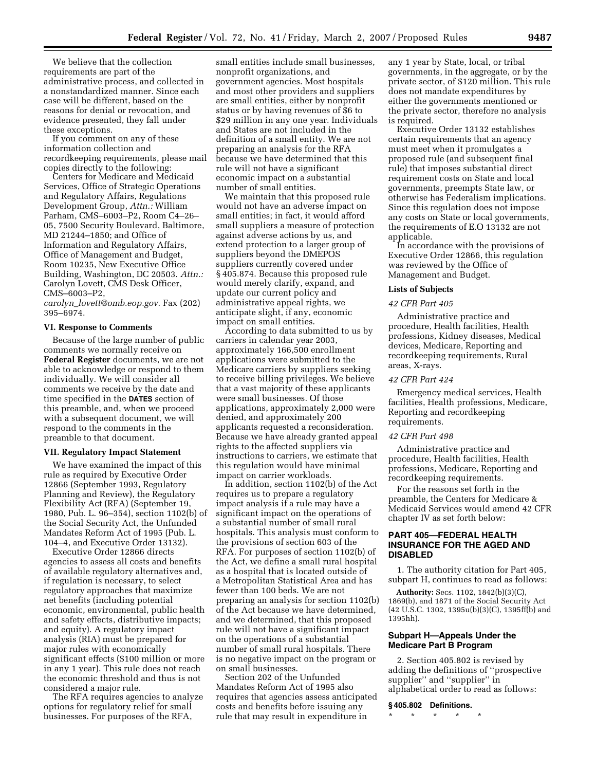We believe that the collection requirements are part of the administrative process, and collected in a nonstandardized manner. Since each case will be different, based on the reasons for denial or revocation, and evidence presented, they fall under these exceptions.

If you comment on any of these information collection and recordkeeping requirements, please mail copies directly to the following:

Centers for Medicare and Medicaid Services, Office of Strategic Operations and Regulatory Affairs, Regulations Development Group, *Attn.:* William Parham, CMS–6003–P2, Room C4–26–05, 7500 Security Boulevard, Baltimore, MD 21244–1850; and Office of Information and Regulatory Affairs, Office of Management and Budget, Room 10235, New Executive Office Building, Washington, DC 20503. *Attn.:* Carolyn Lovett, CMS Desk Officer, CMS–6003–P2, *carolyn_lovett@omb.eop.gov*. Fax (202) 395–6974.

### VI. Response to Comments

Because of the large number of public comments we normally receive on **Federal Register** documents, we are not able to acknowledge or respond to them individually. We will consider all comments we receive by the date and time specified in the **DATES** section of this preamble, and, when we proceed with a subsequent document, we will respond to the comments in the preamble to that document.

### VII. Regulatory Impact Statement

We have examined the impact of this rule as required by Executive Order 12866 (September 1993, Regulatory Planning and Review), the Regulatory Flexibility Act (RFA) (September 19, 1980, Pub. L. 96–354), section 1102(b) of the Social Security Act, the Unfunded Mandates Reform Act of 1995 (Pub. L. 104–4, and Executive Order 13132).

Executive Order 12866 directs agencies to assess all costs and benefits of available regulatory alternatives and, if regulation is necessary, to select regulatory approaches that maximize net benefits (including potential economic, environmental, public health and safety effects, distributive impacts; and equity). A regulatory impact analysis (RIA) must be prepared for major rules with economically significant effects ($100 million or more in any 1 year). This rule does not reach the economic threshold and thus is not considered a major rule.

The RFA requires agencies to analyze options for regulatory relief for small businesses. For purposes of the RFA, small entities include small businesses, nonprofit organizations, and government agencies. Most hospitals and most other providers and suppliers are small entities, either by nonprofit status or by having revenues of $6 to $29 million in any one year. Individuals and States are not included in the definition of a small entity. We are not preparing an analysis for the RFA because we have determined that this rule will not have a significant economic impact on a substantial number of small entities.

We maintain that this proposed rule would not have an adverse impact on small entities; in fact, it would afford small suppliers a measure of protection against adverse actions by us, and extend protection to a larger group of suppliers beyond the DMEPOS suppliers currently covered under § 405.874. Because this proposed rule would merely clarify, expand, and update our current policy and administrative appeal rights, we anticipate slight, if any, economic impact on small entities.

According to data submitted to us by carriers in calendar year 2003, approximately 166,500 enrollment applications were submitted to the Medicare carriers by suppliers seeking to receive billing privileges. We believe that a vast majority of these applicants were small businesses. Of those applications, approximately 2,000 were denied, and approximately 200 applicants requested a reconsideration. Because we have already granted appeal rights to the affected suppliers via instructions to carriers, we estimate that this regulation would have minimal impact on carrier workloads.

In addition, section 1102(b) of the Act requires us to prepare a regulatory impact analysis if a rule may have a significant impact on the operations of a substantial number of small rural hospitals. This analysis must conform to the provisions of section 603 of the RFA. For purposes of section 1102(b) of the Act, we define a small rural hospital as a hospital that is located outside of a Metropolitan Statistical Area and has fewer than 100 beds. We are not preparing an analysis for section 1102(b) of the Act because we have determined, and we determined, that this proposed rule will not have a significant impact on the operations of a substantial number of small rural hospitals. There is no negative impact on the program or on small businesses.

Section 202 of the Unfunded Mandates Reform Act of 1995 also requires that agencies assess anticipated costs and benefits before issuing any rule that may result in expenditure in any 1 year by State, local, or tribal governments, in the aggregate, or by the private sector, of $120 million. This rule does not mandate expenditures by either the governments mentioned or the private sector, therefore no analysis is required.

Executive Order 13132 establishes certain requirements that an agency must meet when it promulgates a proposed rule (and subsequent final rule) that imposes substantial direct requirement costs on State and local governments, preempts State law, or otherwise has Federalism implications. Since this regulation does not impose any costs on State or local governments, the requirements of E.O 13132 are not applicable.

In accordance with the provisions of Executive Order 12866, this regulation was reviewed by the Office of Management and Budget.

### Lists of Subjects

*42 CFR Part 405*

Administrative practice and procedure, Health facilities, Health professions, Kidney diseases, Medical devices, Medicare, Reporting and recordkeeping requirements, Rural areas, X-rays.

*42 CFR Part 424*

Emergency medical services, Health facilities, Health professions, Medicare, Reporting and recordkeeping requirements.

*42 CFR Part 498*

Administrative practice and procedure, Health facilities, Health professions, Medicare, Reporting and recordkeeping requirements.

For the reasons set forth in the preamble, the Centers for Medicare & Medicaid Services would amend 42 CFR chapter IV as set forth below:

## PART 405—FEDERAL HEALTH INSURANCE FOR THE AGED AND DISABLED

1. The authority citation for Part 405, subpart H, continues to read as follows:

**Authority:** Secs. 1102, 1842(b)(3)(C), 1869(b), and 1871 of the Social Security Act (42 U.S.C. 1302, 1395u(b)(3)(C), 1395ff(b) and 1395hh).

### Subpart H—Appeals Under the Medicare Part B Program

2. Section 405.802 is revised by adding the definitions of ''prospective supplier'' and ''supplier'' in alphabetical order to read as follows:

**§ 405.802 Definitions.**

\* \* \* \* \*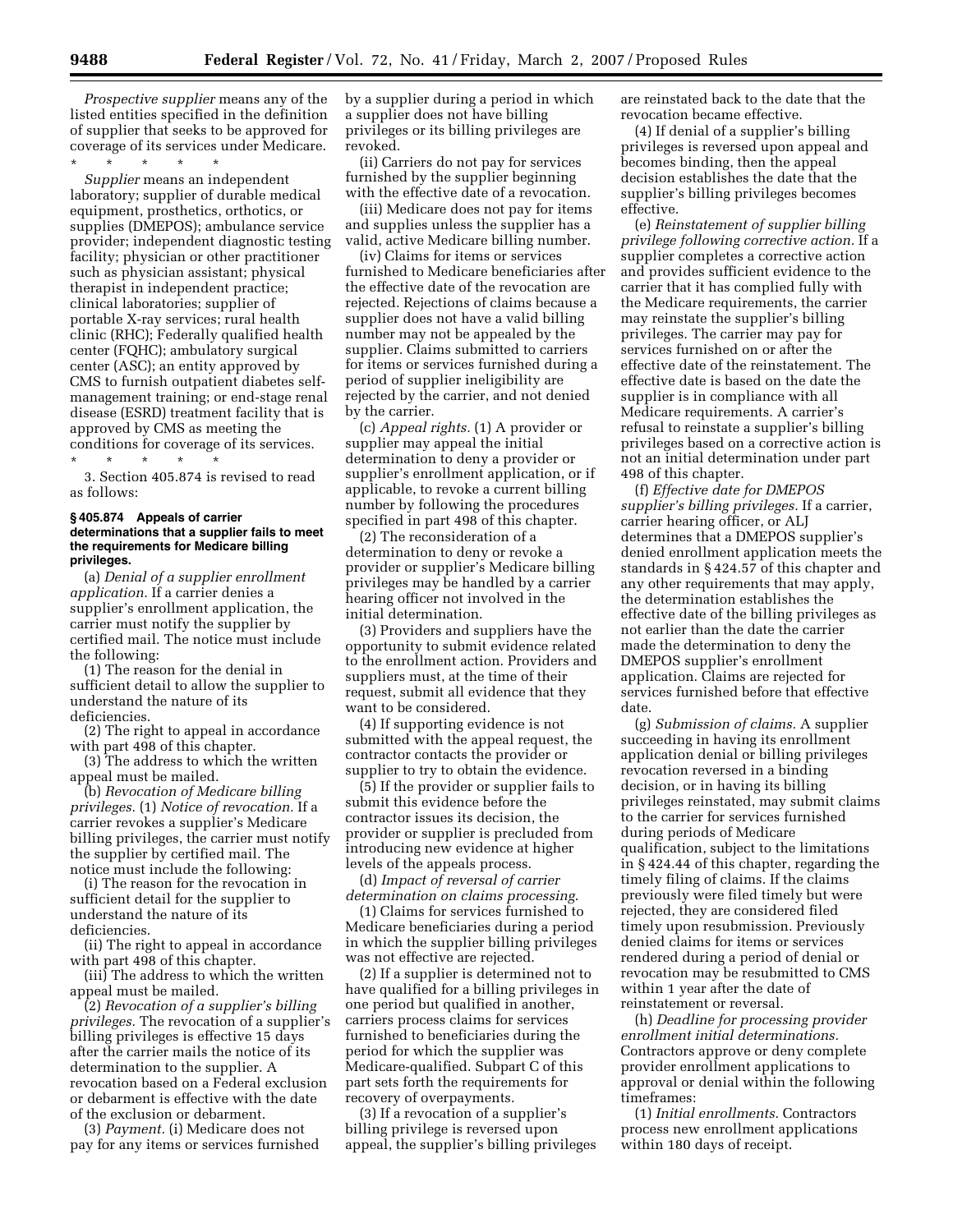*Prospective supplier* means any of the listed entities specified in the definition of supplier that seeks to be approved for coverage of its services under Medicare.

\* \* \* \* \*

*Supplier* means an independent laboratory; supplier of durable medical equipment, prosthetics, orthotics, or supplies (DMEPOS); ambulance service provider; independent diagnostic testing facility; physician or other practitioner such as physician assistant; physical therapist in independent practice; clinical laboratories; supplier of portable X-ray services; rural health clinic (RHC); Federally qualified health center (FQHC); ambulatory surgical center (ASC); an entity approved by CMS to furnish outpatient diabetes self-management training; or end-stage renal disease (ESRD) treatment facility that is approved by CMS as meeting the conditions for coverage of its services.

\* \* \* \* \*

3. Section 405.874 is revised to read as follows:

**§ 405.874 Appeals of carrier determinations that a supplier fails to meet the requirements for Medicare billing privileges.**

(a) *Denial of a supplier enrollment application.* If a carrier denies a supplier's enrollment application, the carrier must notify the supplier by certified mail. The notice must include the following:

(1) The reason for the denial in sufficient detail to allow the supplier to understand the nature of its deficiencies.

(2) The right to appeal in accordance with part 498 of this chapter.

(3) The address to which the written appeal must be mailed.

(b) *Revocation of Medicare billing privileges.* (1) *Notice of revocation.* If a carrier revokes a supplier's Medicare billing privileges, the carrier must notify the supplier by certified mail. The notice must include the following:

(i) The reason for the revocation in sufficient detail for the supplier to understand the nature of its deficiencies.

(ii) The right to appeal in accordance with part 498 of this chapter.

(iii) The address to which the written appeal must be mailed.

(2) *Revocation of a supplier's billing privileges.* The revocation of a supplier's billing privileges is effective 15 days after the carrier mails the notice of its determination to the supplier. A revocation based on a Federal exclusion or debarment is effective with the date of the exclusion or debarment.

(3) *Payment.* (i) Medicare does not pay for any items or services furnished by a supplier during a period in which a supplier does not have billing privileges or its billing privileges are revoked.

(ii) Carriers do not pay for services furnished by the supplier beginning with the effective date of a revocation.

(iii) Medicare does not pay for items and supplies unless the supplier has a valid, active Medicare billing number.

(iv) Claims for items or services furnished to Medicare beneficiaries after the effective date of the revocation are rejected. Rejections of claims because a supplier does not have a valid billing number may not be appealed by the supplier. Claims submitted to carriers for items or services furnished during a period of supplier ineligibility are rejected by the carrier, and not denied by the carrier.

(c) *Appeal rights.* (1) A provider or supplier may appeal the initial determination to deny a provider or supplier's enrollment application, or if applicable, to revoke a current billing number by following the procedures specified in part 498 of this chapter.

(2) The reconsideration of a determination to deny or revoke a provider or supplier's Medicare billing privileges may be handled by a carrier hearing officer not involved in the initial determination.

(3) Providers and suppliers have the opportunity to submit evidence related to the enrollment action. Providers and suppliers must, at the time of their request, submit all evidence that they want to be considered.

(4) If supporting evidence is not submitted with the appeal request, the contractor contacts the provider or supplier to try to obtain the evidence.

(5) If the provider or supplier fails to submit this evidence before the contractor issues its decision, the provider or supplier is precluded from introducing new evidence at higher levels of the appeals process.

(d) *Impact of reversal of carrier determination on claims processing*.

(1) Claims for services furnished to Medicare beneficiaries during a period in which the supplier billing privileges was not effective are rejected.

(2) If a supplier is determined not to have qualified for a billing privileges in one period but qualified in another, carriers process claims for services furnished to beneficiaries during the period for which the supplier was Medicare-qualified. Subpart C of this part sets forth the requirements for recovery of overpayments.

(3) If a revocation of a supplier's billing privilege is reversed upon appeal, the supplier's billing privileges are reinstated back to the date that the revocation became effective.

(4) If denial of a supplier's billing privileges is reversed upon appeal and becomes binding, then the appeal decision establishes the date that the supplier's billing privileges becomes effective.

(e) *Reinstatement of supplier billing privilege following corrective action.* If a supplier completes a corrective action and provides sufficient evidence to the carrier that it has complied fully with the Medicare requirements, the carrier may reinstate the supplier's billing privileges. The carrier may pay for services furnished on or after the effective date of the reinstatement. The effective date is based on the date the supplier is in compliance with all Medicare requirements. A carrier's refusal to reinstate a supplier's billing privileges based on a corrective action is not an initial determination under part 498 of this chapter.

(f) *Effective date for DMEPOS supplier's billing privileges.* If a carrier, carrier hearing officer, or ALJ determines that a DMEPOS supplier's denied enrollment application meets the standards in § 424.57 of this chapter and any other requirements that may apply, the determination establishes the effective date of the billing privileges as not earlier than the date the carrier made the determination to deny the DMEPOS supplier's enrollment application. Claims are rejected for services furnished before that effective date.

(g) *Submission of claims.* A supplier succeeding in having its enrollment application denial or billing privileges revocation reversed in a binding decision, or in having its billing privileges reinstated, may submit claims to the carrier for services furnished during periods of Medicare qualification, subject to the limitations in § 424.44 of this chapter, regarding the timely filing of claims. If the claims previously were filed timely but were rejected, they are considered filed timely upon resubmission. Previously denied claims for items or services rendered during a period of denial or revocation may be resubmitted to CMS within 1 year after the date of reinstatement or reversal.

(h) *Deadline for processing provider enrollment initial determinations.* Contractors approve or deny complete provider enrollment applications to approval or denial within the following timeframes:

(1) *Initial enrollments.* Contractors process new enrollment applications within 180 days of receipt.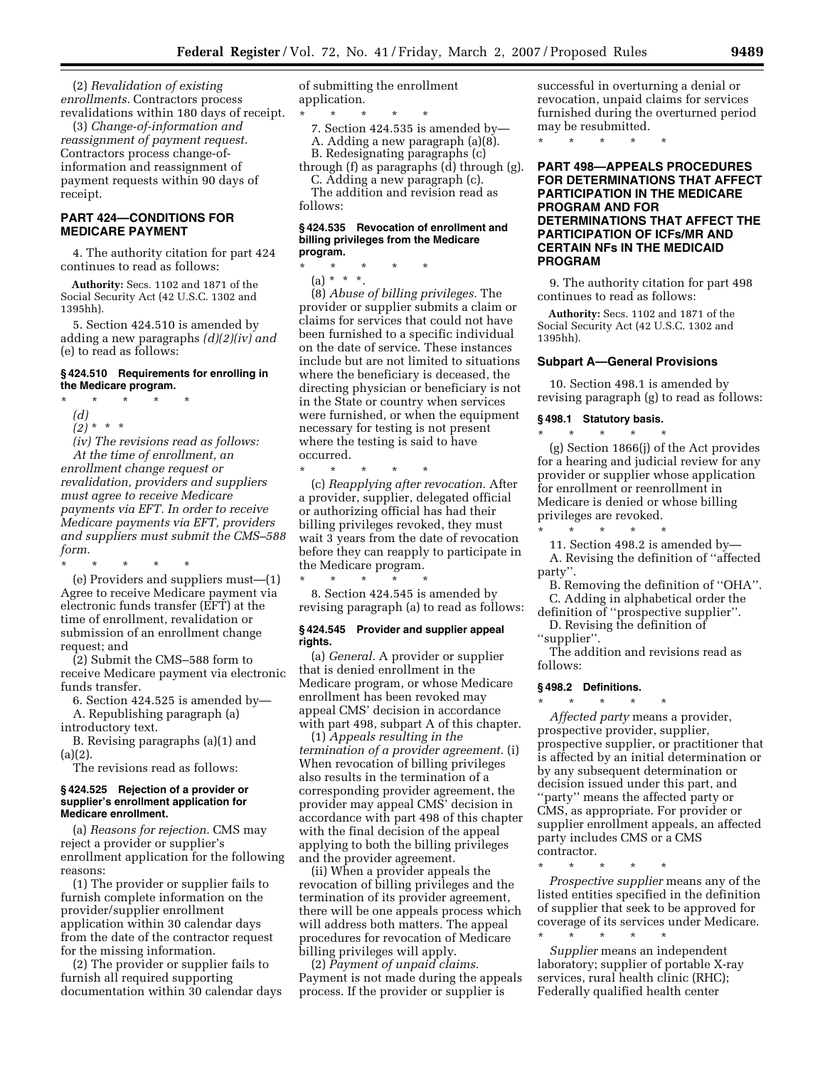(2) *Revalidation of existing enrollments.* Contractors process revalidations within 180 days of receipt.

(3) *Change-of-information and reassignment of payment request.* Contractors process change-of-information and reassignment of payment requests within 90 days of receipt.

## PART 424—CONDITIONS FOR MEDICARE PAYMENT

4. The authority citation for part 424 continues to read as follows:

**Authority:** Secs. 1102 and 1871 of the Social Security Act (42 U.S.C. 1302 and 1395hh).

5. Section 424.510 is amended by adding a new paragraphs *(d)(2)(iv) and* (e) to read as follows:

### § 424.510 Requirements for enrolling in the Medicare program.

\* \* \* \* \*

*(d)*

*(2)* \* \* \*

*(iv) The revisions read as follows: At the time of enrollment, an enrollment change request or revalidation, providers and suppliers must agree to receive Medicare payments via EFT. In order to receive Medicare payments via EFT, providers and suppliers must submit the CMS–588 form.*

\* \* \* \* \*

(e) Providers and suppliers must—(1) Agree to receive Medicare payment via electronic funds transfer (EFT) at the time of enrollment, revalidation or submission of an enrollment change request; and

(2) Submit the CMS–588 form to receive Medicare payment via electronic funds transfer.

6. Section 424.525 is amended by—

A. Republishing paragraph (a) introductory text.

B. Revising paragraphs (a)(1) and (a)(2).

The revisions read as follows:

### § 424.525 Rejection of a provider or supplier's enrollment application for Medicare enrollment.

(a) *Reasons for rejection.* CMS may reject a provider or supplier's enrollment application for the following reasons:

(1) The provider or supplier fails to furnish complete information on the provider/supplier enrollment application within 30 calendar days from the date of the contractor request for the missing information.

(2) The provider or supplier fails to furnish all required supporting documentation within 30 calendar days of submitting the enrollment application.

\* \* \* \* \*

7. Section 424.535 is amended by—

A. Adding a new paragraph (a)(8).

B. Redesignating paragraphs (c) through (f) as paragraphs (d) through (g).

C. Adding a new paragraph (c).

The addition and revision read as follows:

### § 424.535 Revocation of enrollment and billing privileges from the Medicare program.

\* \* \* \* \*

(a) \* \* \*.

(8) *Abuse of billing privileges.* The provider or supplier submits a claim or claims for services that could not have been furnished to a specific individual on the date of service. These instances include but are not limited to situations where the beneficiary is deceased, the directing physician or beneficiary is not in the State or country when services were furnished, or when the equipment necessary for testing is not present where the testing is said to have occurred.

\* \* \* \* \*

(c) *Reapplying after revocation.* After a provider, supplier, delegated official or authorizing official has had their billing privileges revoked, they must wait 3 years from the date of revocation before they can reapply to participate in the Medicare program.

\* \* \* \* \*

8. Section 424.545 is amended by revising paragraph (a) to read as follows:

### § 424.545 Provider and supplier appeal rights.

(a) *General.* A provider or supplier that is denied enrollment in the Medicare program, or whose Medicare enrollment has been revoked may appeal CMS' decision in accordance with part 498, subpart A of this chapter.

(1) *Appeals resulting in the termination of a provider agreement.* (i) When revocation of billing privileges also results in the termination of a corresponding provider agreement, the provider may appeal CMS' decision in accordance with part 498 of this chapter with the final decision of the appeal applying to both the billing privileges and the provider agreement.

(ii) When a provider appeals the revocation of billing privileges and the termination of its provider agreement, there will be one appeals process which will address both matters. The appeal procedures for revocation of Medicare billing privileges will apply.

(2) *Payment of unpaid claims.* Payment is not made during the appeals process. If the provider or supplier is successful in overturning a denial or revocation, unpaid claims for services furnished during the overturned period may be resubmitted.

\* \* \* \* \*

## PART 498—APPEALS PROCEDURES FOR DETERMINATIONS THAT AFFECT PARTICIPATION IN THE MEDICARE PROGRAM AND FOR DETERMINATIONS THAT AFFECT THE PARTICIPATION OF ICFs/MR AND CERTAIN NFs IN THE MEDICAID PROGRAM

9. The authority citation for part 498 continues to read as follows:

**Authority:** Secs. 1102 and 1871 of the Social Security Act (42 U.S.C. 1302 and 1395hh).

### Subpart A—General Provisions

10. Section 498.1 is amended by revising paragraph (g) to read as follows:

### § 498.1 Statutory basis.

\* \* \* \* \*

(g) Section 1866(j) of the Act provides for a hearing and judicial review for any provider or supplier whose application for enrollment or reenrollment in Medicare is denied or whose billing privileges are revoked.

\* \* \* \* \*

11. Section 498.2 is amended by—

A. Revising the definition of "affected party".

B. Removing the definition of "OHA".

C. Adding in alphabetical order the definition of "prospective supplier".

D. Revising the definition of "supplier".

The addition and revisions read as follows:

### § 498.2 Definitions.

\* \* \* \* \*

*Affected party* means a provider, prospective provider, supplier, prospective supplier, or practitioner that is affected by an initial determination or by any subsequent determination or decision issued under this part, and "party" means the affected party or CMS, as appropriate. For provider or supplier enrollment appeals, an affected party includes CMS or a CMS contractor.

\* \* \* \* \*

*Prospective supplier* means any of the listed entities specified in the definition of supplier that seek to be approved for coverage of its services under Medicare.

\* \* \* \* \*

*Supplier* means an independent laboratory; supplier of portable X-ray services, rural health clinic (RHC); Federally qualified health center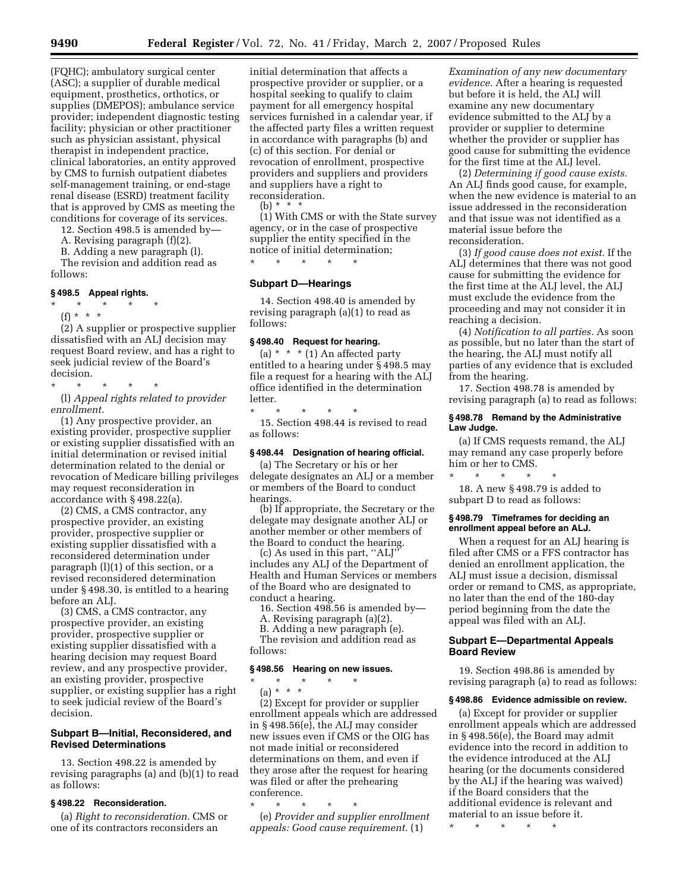(FQHC); ambulatory surgical center (ASC); a supplier of durable medical equipment, prosthetics, orthotics, or supplies (DMEPOS); ambulance service provider; independent diagnostic testing facility; physician or other practitioner such as physician assistant, physical therapist in independent practice, clinical laboratories, an entity approved by CMS to furnish outpatient diabetes self-management training, or end-stage renal disease (ESRD) treatment facility that is approved by CMS as meeting the conditions for coverage of its services.

12. Section 498.5 is amended by—

A. Revising paragraph (f)(2).

B. Adding a new paragraph (l).

The revision and addition read as follows:

### § 498.5 Appeal rights.

\* \* \* \* \*

(f) \* \* \*

(2) A supplier or prospective supplier dissatisfied with an ALJ decision may request Board review, and has a right to seek judicial review of the Board's decision.

\* \* \* \* \*

(l) *Appeal rights related to provider enrollment.*

(1) Any prospective provider, an existing provider, prospective supplier or existing supplier dissatisfied with an initial determination or revised initial determination related to the denial or revocation of Medicare billing privileges may request reconsideration in accordance with § 498.22(a).

(2) CMS, a CMS contractor, any prospective provider, an existing provider, prospective supplier or existing supplier dissatisfied with a reconsidered determination under paragraph (l)(1) of this section, or a revised reconsidered determination under § 498.30, is entitled to a hearing before an ALJ.

(3) CMS, a CMS contractor, any prospective provider, an existing provider, prospective supplier or existing supplier dissatisfied with a hearing decision may request Board review, and any prospective provider, an existing provider, prospective supplier, or existing supplier has a right to seek judicial review of the Board's decision.

## Subpart B—Initial, Reconsidered, and Revised Determinations

13. Section 498.22 is amended by revising paragraphs (a) and (b)(1) to read as follows:

### § 498.22 Reconsideration.

(a) *Right to reconsideration.* CMS or one of its contractors reconsiders an initial determination that affects a prospective provider or supplier, or a hospital seeking to qualify to claim payment for all emergency hospital services furnished in a calendar year, if the affected party files a written request in accordance with paragraphs (b) and (c) of this section. For denial or revocation of enrollment, prospective providers and suppliers and providers and suppliers have a right to reconsideration.

(b) \* \* \*

(1) With CMS or with the State survey agency, or in the case of prospective supplier the entity specified in the notice of initial determination;

\* \* \* \* \*

## Subpart D—Hearings

14. Section 498.40 is amended by revising paragraph (a)(1) to read as follows:

### § 498.40 Request for hearing.

(a) \* \* \* (1) An affected party entitled to a hearing under § 498.5 may file a request for a hearing with the ALJ office identified in the determination letter.

\* \* \* \* \*

15. Section 498.44 is revised to read as follows:

### § 498.44 Designation of hearing official.

(a) The Secretary or his or her delegate designates an ALJ or a member or members of the Board to conduct hearings.

(b) If appropriate, the Secretary or the delegate may designate another ALJ or another member or other members of the Board to conduct the hearing.

(c) As used in this part, "ALJ" includes any ALJ of the Department of Health and Human Services or members of the Board who are designated to conduct a hearing.

16. Section 498.56 is amended by—

A. Revising paragraph (a)(2).

B. Adding a new paragraph (e).

The revision and addition read as follows:

### § 498.56 Hearing on new issues.

\* \* \* \* \*

(a) \* \* \*

(2) Except for provider or supplier enrollment appeals which are addressed in § 498.56(e), the ALJ may consider new issues even if CMS or the OIG has not made initial or reconsidered determinations on them, and even if they arose after the request for hearing was filed or after the prehearing conference.

\* \* \* \* \*

(e) *Provider and supplier enrollment appeals: Good cause requirement.* (1) *Examination of any new documentary evidence.* After a hearing is requested but before it is held, the ALJ will examine any new documentary evidence submitted to the ALJ by a provider or supplier to determine whether the provider or supplier has good cause for submitting the evidence for the first time at the ALJ level.

(2) *Determining if good cause exists.* An ALJ finds good cause, for example, when the new evidence is material to an issue addressed in the reconsideration and that issue was not identified as a material issue before the reconsideration.

(3) *If good cause does not exist.* If the ALJ determines that there was not good cause for submitting the evidence for the first time at the ALJ level, the ALJ must exclude the evidence from the proceeding and may not consider it in reaching a decision.

(4) *Notification to all parties.* As soon as possible, but no later than the start of the hearing, the ALJ must notify all parties of any evidence that is excluded from the hearing.

17. Section 498.78 is amended by revising paragraph (a) to read as follows:

### § 498.78 Remand by the Administrative Law Judge.

(a) If CMS requests remand, the ALJ may remand any case properly before him or her to CMS.

\* \* \* \* \*

18. A new § 498.79 is added to subpart D to read as follows:

### § 498.79 Timeframes for deciding an enrollment appeal before an ALJ.

When a request for an ALJ hearing is filed after CMS or a FFS contractor has denied an enrollment application, the ALJ must issue a decision, dismissal order or remand to CMS, as appropriate, no later than the end of the 180-day period beginning from the date the appeal was filed with an ALJ.

## Subpart E—Departmental Appeals Board Review

19. Section 498.86 is amended by revising paragraph (a) to read as follows:

### § 498.86 Evidence admissible on review.

(a) Except for provider or supplier enrollment appeals which are addressed in § 498.56(e), the Board may admit evidence into the record in addition to the evidence introduced at the ALJ hearing (or the documents considered by the ALJ if the hearing was waived) if the Board considers that the additional evidence is relevant and material to an issue before it.

\* \* \* \* \*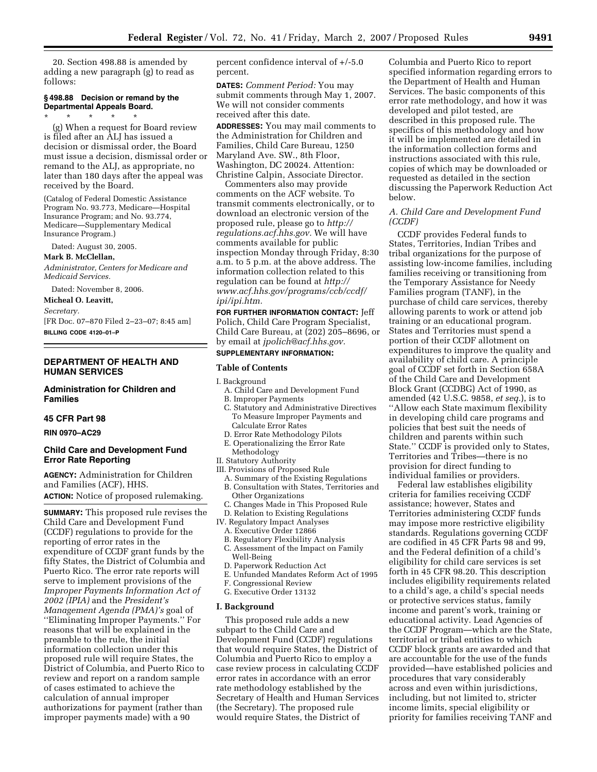20. Section 498.88 is amended by adding a new paragraph (g) to read as follows:

**§ 498.88 Decision or remand by the Departmental Appeals Board.**

\* \* \* \* \*

(g) When a request for Board review is filed after an ALJ has issued a decision or dismissal order, the Board must issue a decision, dismissal order or remand to the ALJ, as appropriate, no later than 180 days after the appeal was received by the Board.

(Catalog of Federal Domestic Assistance Program No. 93.773, Medicare—Hospital Insurance Program; and No. 93.774, Medicare—Supplementary Medical Insurance Program.)

Dated: August 30, 2005.

**Mark B. McClellan,**

*Administrator, Centers for Medicare and Medicaid Services.*

Dated: November 8, 2006.

**Micheal O. Leavitt,**

*Secretary.*

[FR Doc. 07–870 Filed 2–23–07; 8:45 am]

**BILLING CODE 4120–01–P**

## DEPARTMENT OF HEALTH AND HUMAN SERVICES

## Administration for Children and Families

## 45 CFR Part 98

**RIN 0970–AC29**

## Child Care and Development Fund Error Rate Reporting

**AGENCY:** Administration for Children and Families (ACF), HHS.

**ACTION:** Notice of proposed rulemaking.

**SUMMARY:** This proposed rule revises the Child Care and Development Fund (CCDF) regulations to provide for the reporting of error rates in the expenditure of CCDF grant funds by the fifty States, the District of Columbia and Puerto Rico. The error rate reports will serve to implement provisions of the *Improper Payments Information Act of 2002 (IPIA)* and the *President's Management Agenda (PMA)'s* goal of ''Eliminating Improper Payments.'' For reasons that will be explained in the preamble to the rule, the initial information collection under this proposed rule will require States, the District of Columbia, and Puerto Rico to review and report on a random sample of cases estimated to achieve the calculation of annual improper authorizations for payment (rather than improper payments made) with a 90 percent confidence interval of +/-5.0 percent.

**DATES:** *Comment Period:* You may submit comments through May 1, 2007. We will not consider comments received after this date.

**ADDRESSES:** You may mail comments to the Administration for Children and Families, Child Care Bureau, 1250 Maryland Ave. SW., 8th Floor, Washington, DC 20024. Attention: Christine Calpin, Associate Director.

Commenters also may provide comments on the ACF website. To transmit comments electronically, or to download an electronic version of the proposed rule, please go to *http://regulations.acf.hhs.gov.* We will have comments available for public inspection Monday through Friday, 8:30 a.m. to 5 p.m. at the above address. The information collection related to this regulation can be found at *http://www.acf.hhs.gov/programs/ccb/ccdf/ipi/ipi.htm.*

**FOR FURTHER INFORMATION CONTACT:** Jeff Polich, Child Care Program Specialist, Child Care Bureau, at (202) 205–8696, or by email at *jpolich@acf.hhs.gov.*

**SUPPLEMENTARY INFORMATION:**

### Table of Contents

I. Background
- A. Child Care and Development Fund
- B. Improper Payments
- C. Statutory and Administrative Directives To Measure Improper Payments and Calculate Error Rates
- D. Error Rate Methodology Pilots
- E. Operationalizing the Error Rate Methodology

II. Statutory Authority

III. Provisions of Proposed Rule
- A. Summary of the Existing Regulations
- B. Consultation with States, Territories and Other Organizations
- C. Changes Made in This Proposed Rule
- D. Relation to Existing Regulations

IV. Regulatory Impact Analyses
- A. Executive Order 12866
- B. Regulatory Flexibility Analysis
- C. Assessment of the Impact on Family Well-Being
- D. Paperwork Reduction Act
- E. Unfunded Mandates Reform Act of 1995
- F. Congressional Review
- G. Executive Order 13132

### I. Background

This proposed rule adds a new subpart to the Child Care and Development Fund (CCDF) regulations that would require States, the District of Columbia and Puerto Rico to employ a case review process in calculating CCDF error rates in accordance with an error rate methodology established by the Secretary of Health and Human Services (the Secretary). The proposed rule would require States, the District of Columbia and Puerto Rico to report specified information regarding errors to the Department of Health and Human Services. The basic components of this error rate methodology, and how it was developed and pilot tested, are described in this proposed rule. The specifics of this methodology and how it will be implemented are detailed in the information collection forms and instructions associated with this rule, copies of which may be downloaded or requested as detailed in the section discussing the Paperwork Reduction Act below.

#### *A. Child Care and Development Fund (CCDF)*

CCDF provides Federal funds to States, Territories, Indian Tribes and tribal organizations for the purpose of assisting low-income families, including families receiving or transitioning from the Temporary Assistance for Needy Families program (TANF), in the purchase of child care services, thereby allowing parents to work or attend job training or an educational program. States and Territories must spend a portion of their CCDF allotment on expenditures to improve the quality and availability of child care. A principle goal of CCDF set forth in Section 658A of the Child Care and Development Block Grant (CCDBG) Act of 1990, as amended (42 U.S.C. 9858, *et seq.*), is to ''Allow each State maximum flexibility in developing child care programs and policies that best suit the needs of children and parents within such State.'' CCDF is provided only to States, Territories and Tribes—there is no provision for direct funding to individual families or providers.

Federal law establishes eligibility criteria for families receiving CCDF assistance; however, States and Territories administering CCDF funds may impose more restrictive eligibility standards. Regulations governing CCDF are codified in 45 CFR Parts 98 and 99, and the Federal definition of a child's eligibility for child care services is set forth in 45 CFR 98.20. This description includes eligibility requirements related to a child's age, a child's special needs or protective services status, family income and parent's work, training or educational activity. Lead Agencies of the CCDF Program—which are the State, territorial or tribal entities to which CCDF block grants are awarded and that are accountable for the use of the funds provided—have established policies and procedures that vary considerably across and even within jurisdictions, including, but not limited to, stricter income limits, special eligibility or priority for families receiving TANF and